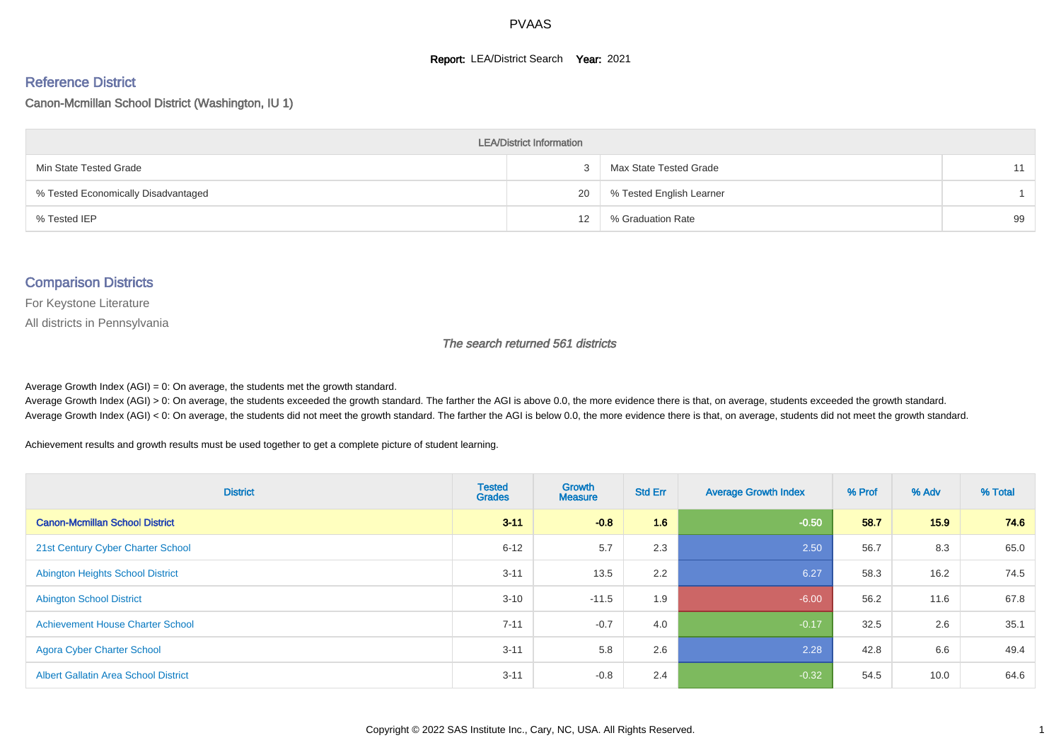# PVAAS

**Report:** LEA/District Search **Year:** 2021

## Reference District

Canon-Mcmillan School District (Washington, IU 1)

| LEA/District Information | | | |
|---|---|---|---|
| Min State Tested Grade | 3 | Max State Tested Grade | 11 |
| % Tested Economically Disadvantaged | 20 | % Tested English Learner | 1 |
| % Tested IEP | 12 | % Graduation Rate | 99 |

## Comparison Districts

For Keystone Literature

All districts in Pennsylvania

*The search returned 561 districts*

Average Growth Index (AGI) = 0: On average, the students met the growth standard.

Average Growth Index (AGI) > 0: On average, the students exceeded the growth standard. The farther the AGI is above 0.0, the more evidence there is that, on average, students exceeded the growth standard.

Average Growth Index (AGI) < 0: On average, the students did not meet the growth standard. The farther the AGI is below 0.0, the more evidence there is that, on average, students did not meet the growth standard.

Achievement results and growth results must be used together to get a complete picture of student learning.

| District | Tested Grades | Growth Measure | Std Err | Average Growth Index | % Prof | % Adv | % Total |
|---|---|---|---|---|---|---|---|
| **Canon-Mcmillan School District** | **3-11** | **-0.8** | **1.6** | **-0.50** | **58.7** | **15.9** | **74.6** |
| 21st Century Cyber Charter School | 6-12 | 5.7 | 2.3 | 2.50 | 56.7 | 8.3 | 65.0 |
| Abington Heights School District | 3-11 | 13.5 | 2.2 | 6.27 | 58.3 | 16.2 | 74.5 |
| Abington School District | 3-10 | -11.5 | 1.9 | -6.00 | 56.2 | 11.6 | 67.8 |
| Achievement House Charter School | 7-11 | -0.7 | 4.0 | -0.17 | 32.5 | 2.6 | 35.1 |
| Agora Cyber Charter School | 3-11 | 5.8 | 2.6 | 2.28 | 42.8 | 6.6 | 49.4 |
| Albert Gallatin Area School District | 3-11 | -0.8 | 2.4 | -0.32 | 54.5 | 10.0 | 64.6 |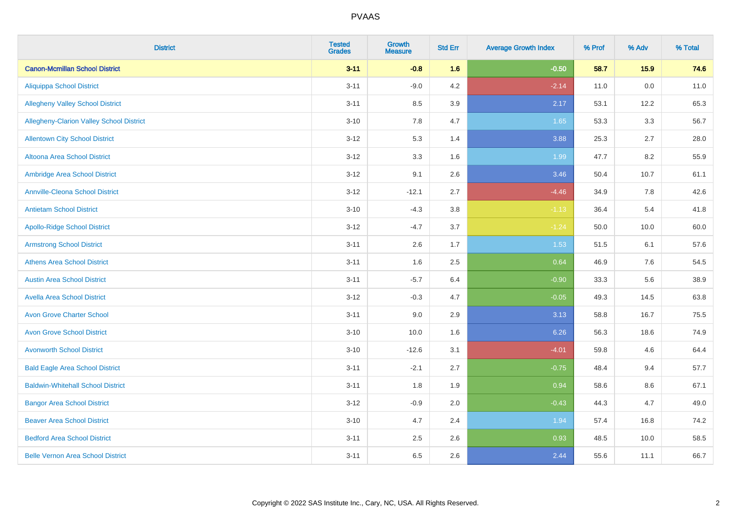# PVAAS

| District | Tested Grades | Growth Measure | Std Err | Average Growth Index | % Prof | % Adv | % Total |
|---|---|---|---|---|---|---|---|
| **Canon-Mcmillan School District** | **3-11** | **-0.8** | **1.6** | **-0.50** | **58.7** | **15.9** | **74.6** |
| Aliquippa School District | 3-11 | -9.0 | 4.2 | -2.14 | 11.0 | 0.0 | 11.0 |
| Allegheny Valley School District | 3-11 | 8.5 | 3.9 | 2.17 | 53.1 | 12.2 | 65.3 |
| Allegheny-Clarion Valley School District | 3-10 | 7.8 | 4.7 | 1.65 | 53.3 | 3.3 | 56.7 |
| Allentown City School District | 3-12 | 5.3 | 1.4 | 3.88 | 25.3 | 2.7 | 28.0 |
| Altoona Area School District | 3-12 | 3.3 | 1.6 | 1.99 | 47.7 | 8.2 | 55.9 |
| Ambridge Area School District | 3-12 | 9.1 | 2.6 | 3.46 | 50.4 | 10.7 | 61.1 |
| Annville-Cleona School District | 3-12 | -12.1 | 2.7 | -4.46 | 34.9 | 7.8 | 42.6 |
| Antietam School District | 3-10 | -4.3 | 3.8 | -1.13 | 36.4 | 5.4 | 41.8 |
| Apollo-Ridge School District | 3-12 | -4.7 | 3.7 | -1.24 | 50.0 | 10.0 | 60.0 |
| Armstrong School District | 3-11 | 2.6 | 1.7 | 1.53 | 51.5 | 6.1 | 57.6 |
| Athens Area School District | 3-11 | 1.6 | 2.5 | 0.64 | 46.9 | 7.6 | 54.5 |
| Austin Area School District | 3-11 | -5.7 | 6.4 | -0.90 | 33.3 | 5.6 | 38.9 |
| Avella Area School District | 3-12 | -0.3 | 4.7 | -0.05 | 49.3 | 14.5 | 63.8 |
| Avon Grove Charter School | 3-11 | 9.0 | 2.9 | 3.13 | 58.8 | 16.7 | 75.5 |
| Avon Grove School District | 3-10 | 10.0 | 1.6 | 6.26 | 56.3 | 18.6 | 74.9 |
| Avonworth School District | 3-10 | -12.6 | 3.1 | -4.01 | 59.8 | 4.6 | 64.4 |
| Bald Eagle Area School District | 3-11 | -2.1 | 2.7 | -0.75 | 48.4 | 9.4 | 57.7 |
| Baldwin-Whitehall School District | 3-11 | 1.8 | 1.9 | 0.94 | 58.6 | 8.6 | 67.1 |
| Bangor Area School District | 3-12 | -0.9 | 2.0 | -0.43 | 44.3 | 4.7 | 49.0 |
| Beaver Area School District | 3-10 | 4.7 | 2.4 | 1.94 | 57.4 | 16.8 | 74.2 |
| Bedford Area School District | 3-11 | 2.5 | 2.6 | 0.93 | 48.5 | 10.0 | 58.5 |
| Belle Vernon Area School District | 3-11 | 6.5 | 2.6 | 2.44 | 55.6 | 11.1 | 66.7 |

Copyright © 2022 SAS Institute Inc., Cary, NC, USA. All Rights Reserved.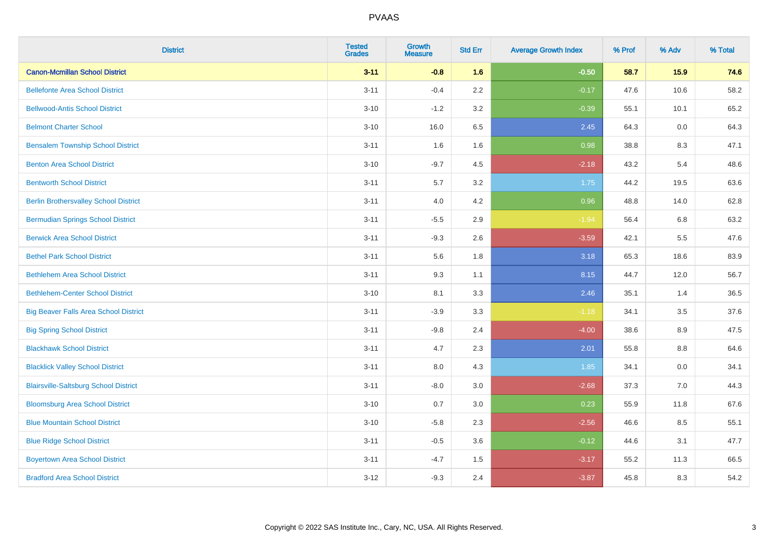PVAAS

| District | Tested Grades | Growth Measure | Std Err | Average Growth Index | % Prof | % Adv | % Total |
|---|---|---|---|---|---|---|---|
| **Canon-Mcmillan School District** | **3-11** | **-0.8** | **1.6** | **-0.50** | **58.7** | **15.9** | **74.6** |
| Bellefonte Area School District | 3-11 | -0.4 | 2.2 | -0.17 | 47.6 | 10.6 | 58.2 |
| Bellwood-Antis School District | 3-10 | -1.2 | 3.2 | -0.39 | 55.1 | 10.1 | 65.2 |
| Belmont Charter School | 3-10 | 16.0 | 6.5 | 2.45 | 64.3 | 0.0 | 64.3 |
| Bensalem Township School District | 3-11 | 1.6 | 1.6 | 0.98 | 38.8 | 8.3 | 47.1 |
| Benton Area School District | 3-10 | -9.7 | 4.5 | -2.18 | 43.2 | 5.4 | 48.6 |
| Bentworth School District | 3-11 | 5.7 | 3.2 | 1.75 | 44.2 | 19.5 | 63.6 |
| Berlin Brothersvalley School District | 3-11 | 4.0 | 4.2 | 0.96 | 48.8 | 14.0 | 62.8 |
| Bermudian Springs School District | 3-11 | -5.5 | 2.9 | -1.94 | 56.4 | 6.8 | 63.2 |
| Berwick Area School District | 3-11 | -9.3 | 2.6 | -3.59 | 42.1 | 5.5 | 47.6 |
| Bethel Park School District | 3-11 | 5.6 | 1.8 | 3.18 | 65.3 | 18.6 | 83.9 |
| Bethlehem Area School District | 3-11 | 9.3 | 1.1 | 8.15 | 44.7 | 12.0 | 56.7 |
| Bethlehem-Center School District | 3-10 | 8.1 | 3.3 | 2.46 | 35.1 | 1.4 | 36.5 |
| Big Beaver Falls Area School District | 3-11 | -3.9 | 3.3 | -1.18 | 34.1 | 3.5 | 37.6 |
| Big Spring School District | 3-11 | -9.8 | 2.4 | -4.00 | 38.6 | 8.9 | 47.5 |
| Blackhawk School District | 3-11 | 4.7 | 2.3 | 2.01 | 55.8 | 8.8 | 64.6 |
| Blacklick Valley School District | 3-11 | 8.0 | 4.3 | 1.85 | 34.1 | 0.0 | 34.1 |
| Blairsville-Saltsburg School District | 3-11 | -8.0 | 3.0 | -2.68 | 37.3 | 7.0 | 44.3 |
| Bloomsburg Area School District | 3-10 | 0.7 | 3.0 | 0.23 | 55.9 | 11.8 | 67.6 |
| Blue Mountain School District | 3-10 | -5.8 | 2.3 | -2.56 | 46.6 | 8.5 | 55.1 |
| Blue Ridge School District | 3-11 | -0.5 | 3.6 | -0.12 | 44.6 | 3.1 | 47.7 |
| Boyertown Area School District | 3-11 | -4.7 | 1.5 | -3.17 | 55.2 | 11.3 | 66.5 |
| Bradford Area School District | 3-12 | -9.3 | 2.4 | -3.87 | 45.8 | 8.3 | 54.2 |

Copyright © 2022 SAS Institute Inc., Cary, NC, USA. All Rights Reserved.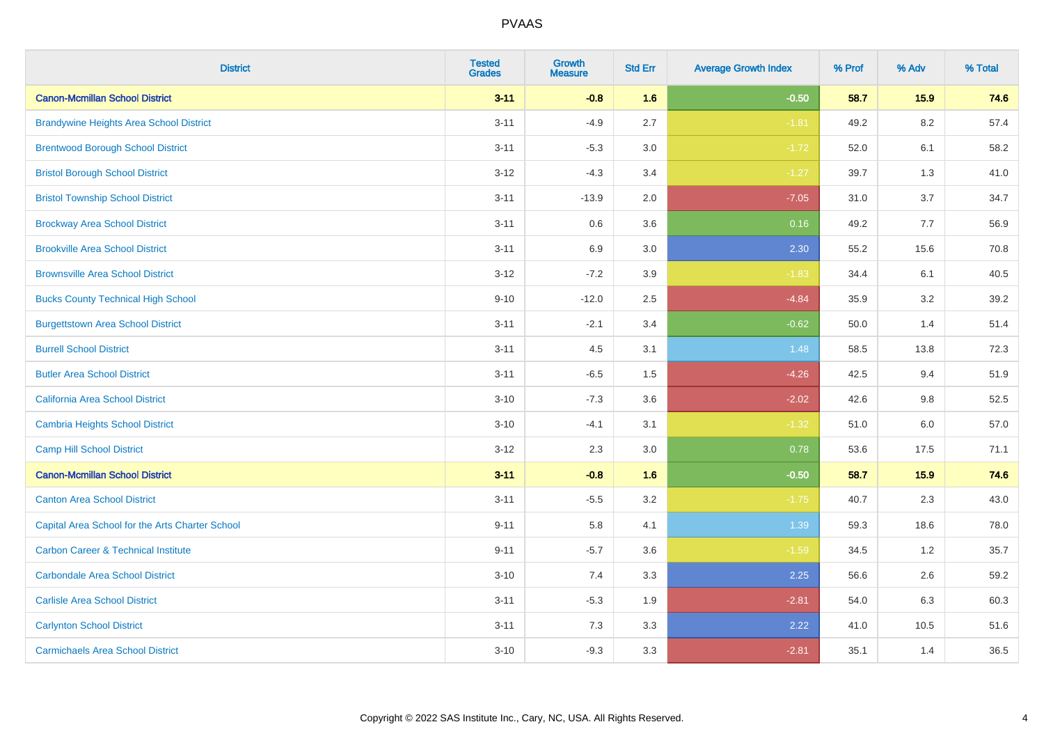| District | Tested Grades | Growth Measure | Std Err | Average Growth Index | % Prof | % Adv | % Total |
|---|---|---|---|---|---|---|---|
| **Canon-Mcmillan School District** | **3-11** | **-0.8** | **1.6** | **-0.50** | **58.7** | **15.9** | **74.6** |
| Brandywine Heights Area School District | 3-11 | -4.9 | 2.7 | -1.81 | 49.2 | 8.2 | 57.4 |
| Brentwood Borough School District | 3-11 | -5.3 | 3.0 | -1.72 | 52.0 | 6.1 | 58.2 |
| Bristol Borough School District | 3-12 | -4.3 | 3.4 | -1.27 | 39.7 | 1.3 | 41.0 |
| Bristol Township School District | 3-11 | -13.9 | 2.0 | -7.05 | 31.0 | 3.7 | 34.7 |
| Brockway Area School District | 3-11 | 0.6 | 3.6 | 0.16 | 49.2 | 7.7 | 56.9 |
| Brookville Area School District | 3-11 | 6.9 | 3.0 | 2.30 | 55.2 | 15.6 | 70.8 |
| Brownsville Area School District | 3-12 | -7.2 | 3.9 | -1.83 | 34.4 | 6.1 | 40.5 |
| Bucks County Technical High School | 9-10 | -12.0 | 2.5 | -4.84 | 35.9 | 3.2 | 39.2 |
| Burgettstown Area School District | 3-11 | -2.1 | 3.4 | -0.62 | 50.0 | 1.4 | 51.4 |
| Burrell School District | 3-11 | 4.5 | 3.1 | 1.48 | 58.5 | 13.8 | 72.3 |
| Butler Area School District | 3-11 | -6.5 | 1.5 | -4.26 | 42.5 | 9.4 | 51.9 |
| California Area School District | 3-10 | -7.3 | 3.6 | -2.02 | 42.6 | 9.8 | 52.5 |
| Cambria Heights School District | 3-10 | -4.1 | 3.1 | -1.32 | 51.0 | 6.0 | 57.0 |
| Camp Hill School District | 3-12 | 2.3 | 3.0 | 0.78 | 53.6 | 17.5 | 71.1 |
| **Canon-Mcmillan School District** | **3-11** | **-0.8** | **1.6** | **-0.50** | **58.7** | **15.9** | **74.6** |
| Canton Area School District | 3-11 | -5.5 | 3.2 | -1.75 | 40.7 | 2.3 | 43.0 |
| Capital Area School for the Arts Charter School | 9-11 | 5.8 | 4.1 | 1.39 | 59.3 | 18.6 | 78.0 |
| Carbon Career & Technical Institute | 9-11 | -5.7 | 3.6 | -1.59 | 34.5 | 1.2 | 35.7 |
| Carbondale Area School District | 3-10 | 7.4 | 3.3 | 2.25 | 56.6 | 2.6 | 59.2 |
| Carlisle Area School District | 3-11 | -5.3 | 1.9 | -2.81 | 54.0 | 6.3 | 60.3 |
| Carlynton School District | 3-11 | 7.3 | 3.3 | 2.22 | 41.0 | 10.5 | 51.6 |
| Carmichaels Area School District | 3-10 | -9.3 | 3.3 | -2.81 | 35.1 | 1.4 | 36.5 |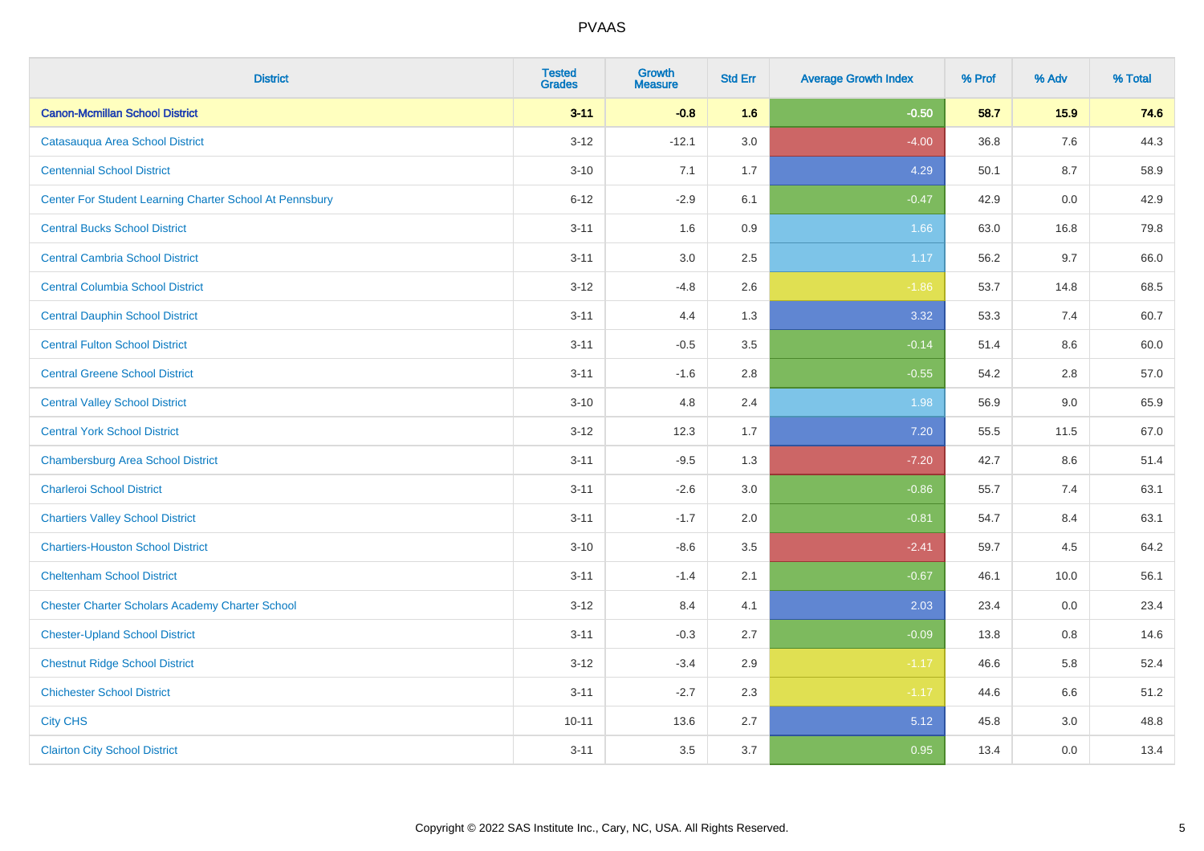| District | Tested Grades | Growth Measure | Std Err | Average Growth Index | % Prof | % Adv | % Total |
|---|---|---|---|---|---|---|---|
| **Canon-Mcmillan School District** | **3-11** | **-0.8** | **1.6** | **-0.50** | **58.7** | **15.9** | **74.6** |
| Catasauqua Area School District | 3-12 | -12.1 | 3.0 | -4.00 | 36.8 | 7.6 | 44.3 |
| Centennial School District | 3-10 | 7.1 | 1.7 | 4.29 | 50.1 | 8.7 | 58.9 |
| Center For Student Learning Charter School At Pennsbury | 6-12 | -2.9 | 6.1 | -0.47 | 42.9 | 0.0 | 42.9 |
| Central Bucks School District | 3-11 | 1.6 | 0.9 | 1.66 | 63.0 | 16.8 | 79.8 |
| Central Cambria School District | 3-11 | 3.0 | 2.5 | 1.17 | 56.2 | 9.7 | 66.0 |
| Central Columbia School District | 3-12 | -4.8 | 2.6 | -1.86 | 53.7 | 14.8 | 68.5 |
| Central Dauphin School District | 3-11 | 4.4 | 1.3 | 3.32 | 53.3 | 7.4 | 60.7 |
| Central Fulton School District | 3-11 | -0.5 | 3.5 | -0.14 | 51.4 | 8.6 | 60.0 |
| Central Greene School District | 3-11 | -1.6 | 2.8 | -0.55 | 54.2 | 2.8 | 57.0 |
| Central Valley School District | 3-10 | 4.8 | 2.4 | 1.98 | 56.9 | 9.0 | 65.9 |
| Central York School District | 3-12 | 12.3 | 1.7 | 7.20 | 55.5 | 11.5 | 67.0 |
| Chambersburg Area School District | 3-11 | -9.5 | 1.3 | -7.20 | 42.7 | 8.6 | 51.4 |
| Charleroi School District | 3-11 | -2.6 | 3.0 | -0.86 | 55.7 | 7.4 | 63.1 |
| Chartiers Valley School District | 3-11 | -1.7 | 2.0 | -0.81 | 54.7 | 8.4 | 63.1 |
| Chartiers-Houston School District | 3-10 | -8.6 | 3.5 | -2.41 | 59.7 | 4.5 | 64.2 |
| Cheltenham School District | 3-11 | -1.4 | 2.1 | -0.67 | 46.1 | 10.0 | 56.1 |
| Chester Charter Scholars Academy Charter School | 3-12 | 8.4 | 4.1 | 2.03 | 23.4 | 0.0 | 23.4 |
| Chester-Upland School District | 3-11 | -0.3 | 2.7 | -0.09 | 13.8 | 0.8 | 14.6 |
| Chestnut Ridge School District | 3-12 | -3.4 | 2.9 | -1.17 | 46.6 | 5.8 | 52.4 |
| Chichester School District | 3-11 | -2.7 | 2.3 | -1.17 | 44.6 | 6.6 | 51.2 |
| City CHS | 10-11 | 13.6 | 2.7 | 5.12 | 45.8 | 3.0 | 48.8 |
| Clairton City School District | 3-11 | 3.5 | 3.7 | 0.95 | 13.4 | 0.0 | 13.4 |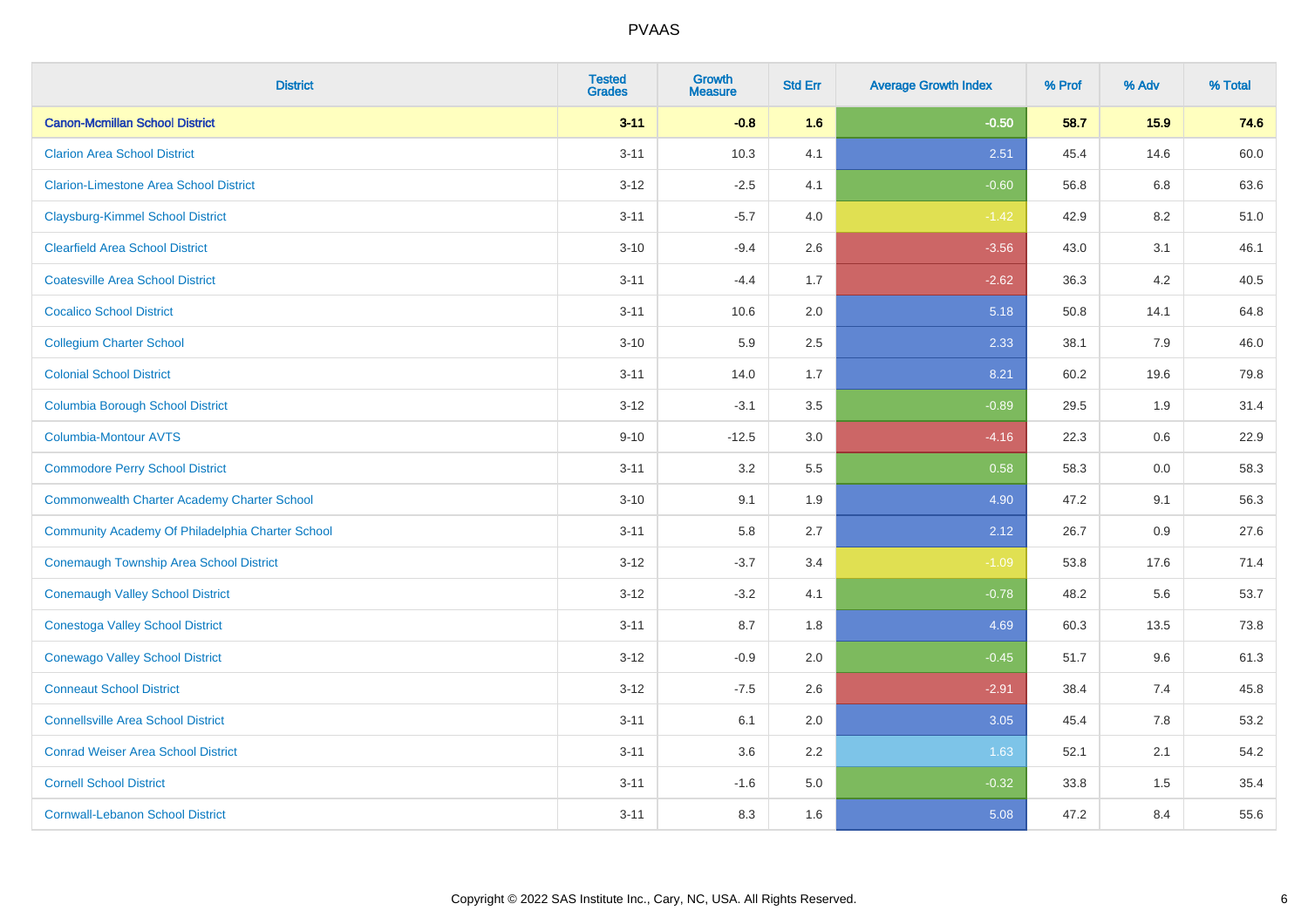| District | Tested Grades | Growth Measure | Std Err | Average Growth Index | % Prof | % Adv | % Total |
|---|---|---|---|---|---|---|---|
| **Canon-Mcmillan School District** | **3-11** | **-0.8** | **1.6** | **-0.50** | **58.7** | **15.9** | **74.6** |
| Clarion Area School District | 3-11 | 10.3 | 4.1 | 2.51 | 45.4 | 14.6 | 60.0 |
| Clarion-Limestone Area School District | 3-12 | -2.5 | 4.1 | -0.60 | 56.8 | 6.8 | 63.6 |
| Claysburg-Kimmel School District | 3-11 | -5.7 | 4.0 | -1.42 | 42.9 | 8.2 | 51.0 |
| Clearfield Area School District | 3-10 | -9.4 | 2.6 | -3.56 | 43.0 | 3.1 | 46.1 |
| Coatesville Area School District | 3-11 | -4.4 | 1.7 | -2.62 | 36.3 | 4.2 | 40.5 |
| Cocalico School District | 3-11 | 10.6 | 2.0 | 5.18 | 50.8 | 14.1 | 64.8 |
| Collegium Charter School | 3-10 | 5.9 | 2.5 | 2.33 | 38.1 | 7.9 | 46.0 |
| Colonial School District | 3-11 | 14.0 | 1.7 | 8.21 | 60.2 | 19.6 | 79.8 |
| Columbia Borough School District | 3-12 | -3.1 | 3.5 | -0.89 | 29.5 | 1.9 | 31.4 |
| Columbia-Montour AVTS | 9-10 | -12.5 | 3.0 | -4.16 | 22.3 | 0.6 | 22.9 |
| Commodore Perry School District | 3-11 | 3.2 | 5.5 | 0.58 | 58.3 | 0.0 | 58.3 |
| Commonwealth Charter Academy Charter School | 3-10 | 9.1 | 1.9 | 4.90 | 47.2 | 9.1 | 56.3 |
| Community Academy Of Philadelphia Charter School | 3-11 | 5.8 | 2.7 | 2.12 | 26.7 | 0.9 | 27.6 |
| Conemaugh Township Area School District | 3-12 | -3.7 | 3.4 | -1.09 | 53.8 | 17.6 | 71.4 |
| Conemaugh Valley School District | 3-12 | -3.2 | 4.1 | -0.78 | 48.2 | 5.6 | 53.7 |
| Conestoga Valley School District | 3-11 | 8.7 | 1.8 | 4.69 | 60.3 | 13.5 | 73.8 |
| Conewago Valley School District | 3-12 | -0.9 | 2.0 | -0.45 | 51.7 | 9.6 | 61.3 |
| Conneaut School District | 3-12 | -7.5 | 2.6 | -2.91 | 38.4 | 7.4 | 45.8 |
| Connellsville Area School District | 3-11 | 6.1 | 2.0 | 3.05 | 45.4 | 7.8 | 53.2 |
| Conrad Weiser Area School District | 3-11 | 3.6 | 2.2 | 1.63 | 52.1 | 2.1 | 54.2 |
| Cornell School District | 3-11 | -1.6 | 5.0 | -0.32 | 33.8 | 1.5 | 35.4 |
| Cornwall-Lebanon School District | 3-11 | 8.3 | 1.6 | 5.08 | 47.2 | 8.4 | 55.6 |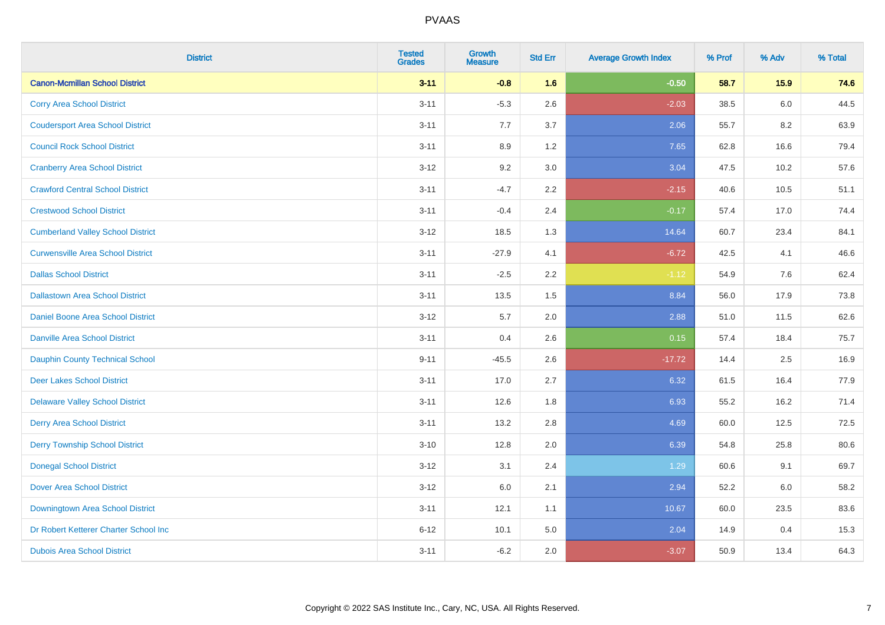# PVAAS

| District | Tested Grades | Growth Measure | Std Err | Average Growth Index | % Prof | % Adv | % Total |
|---|---|---|---|---|---|---|---|
| **Canon-Mcmillan School District** | **3-11** | **-0.8** | **1.6** | **-0.50** | **58.7** | **15.9** | **74.6** |
| Corry Area School District | 3-11 | -5.3 | 2.6 | -2.03 | 38.5 | 6.0 | 44.5 |
| Coudersport Area School District | 3-11 | 7.7 | 3.7 | 2.06 | 55.7 | 8.2 | 63.9 |
| Council Rock School District | 3-11 | 8.9 | 1.2 | 7.65 | 62.8 | 16.6 | 79.4 |
| Cranberry Area School District | 3-12 | 9.2 | 3.0 | 3.04 | 47.5 | 10.2 | 57.6 |
| Crawford Central School District | 3-11 | -4.7 | 2.2 | -2.15 | 40.6 | 10.5 | 51.1 |
| Crestwood School District | 3-11 | -0.4 | 2.4 | -0.17 | 57.4 | 17.0 | 74.4 |
| Cumberland Valley School District | 3-12 | 18.5 | 1.3 | 14.64 | 60.7 | 23.4 | 84.1 |
| Curwensville Area School District | 3-11 | -27.9 | 4.1 | -6.72 | 42.5 | 4.1 | 46.6 |
| Dallas School District | 3-11 | -2.5 | 2.2 | -1.12 | 54.9 | 7.6 | 62.4 |
| Dallastown Area School District | 3-11 | 13.5 | 1.5 | 8.84 | 56.0 | 17.9 | 73.8 |
| Daniel Boone Area School District | 3-12 | 5.7 | 2.0 | 2.88 | 51.0 | 11.5 | 62.6 |
| Danville Area School District | 3-11 | 0.4 | 2.6 | 0.15 | 57.4 | 18.4 | 75.7 |
| Dauphin County Technical School | 9-11 | -45.5 | 2.6 | -17.72 | 14.4 | 2.5 | 16.9 |
| Deer Lakes School District | 3-11 | 17.0 | 2.7 | 6.32 | 61.5 | 16.4 | 77.9 |
| Delaware Valley School District | 3-11 | 12.6 | 1.8 | 6.93 | 55.2 | 16.2 | 71.4 |
| Derry Area School District | 3-11 | 13.2 | 2.8 | 4.69 | 60.0 | 12.5 | 72.5 |
| Derry Township School District | 3-10 | 12.8 | 2.0 | 6.39 | 54.8 | 25.8 | 80.6 |
| Donegal School District | 3-12 | 3.1 | 2.4 | 1.29 | 60.6 | 9.1 | 69.7 |
| Dover Area School District | 3-12 | 6.0 | 2.1 | 2.94 | 52.2 | 6.0 | 58.2 |
| Downingtown Area School District | 3-11 | 12.1 | 1.1 | 10.67 | 60.0 | 23.5 | 83.6 |
| Dr Robert Ketterer Charter School Inc | 6-12 | 10.1 | 5.0 | 2.04 | 14.9 | 0.4 | 15.3 |
| Dubois Area School District | 3-11 | -6.2 | 2.0 | -3.07 | 50.9 | 13.4 | 64.3 |

Copyright © 2022 SAS Institute Inc., Cary, NC, USA. All Rights Reserved.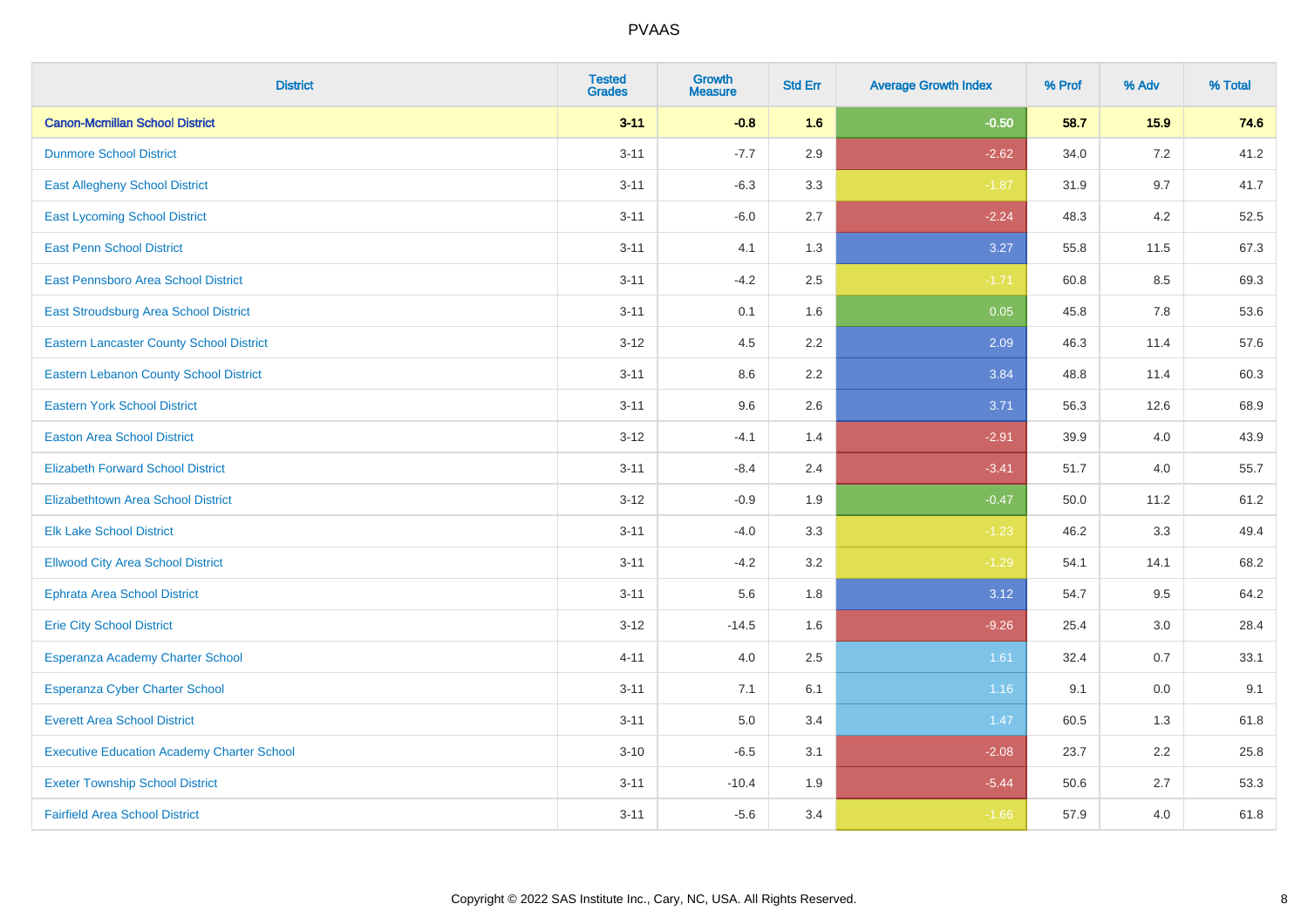# PVAAS

| District | Tested Grades | Growth Measure | Std Err | Average Growth Index | % Prof | % Adv | % Total |
|---|---|---|---|---|---|---|---|
| **Canon-Mcmillan School District** | **3-11** | **-0.8** | **1.6** | **-0.50** | **58.7** | **15.9** | **74.6** |
| Dunmore School District | 3-11 | -7.7 | 2.9 | -2.62 | 34.0 | 7.2 | 41.2 |
| East Allegheny School District | 3-11 | -6.3 | 3.3 | -1.87 | 31.9 | 9.7 | 41.7 |
| East Lycoming School District | 3-11 | -6.0 | 2.7 | -2.24 | 48.3 | 4.2 | 52.5 |
| East Penn School District | 3-11 | 4.1 | 1.3 | 3.27 | 55.8 | 11.5 | 67.3 |
| East Pennsboro Area School District | 3-11 | -4.2 | 2.5 | -1.71 | 60.8 | 8.5 | 69.3 |
| East Stroudsburg Area School District | 3-11 | 0.1 | 1.6 | 0.05 | 45.8 | 7.8 | 53.6 |
| Eastern Lancaster County School District | 3-12 | 4.5 | 2.2 | 2.09 | 46.3 | 11.4 | 57.6 |
| Eastern Lebanon County School District | 3-11 | 8.6 | 2.2 | 3.84 | 48.8 | 11.4 | 60.3 |
| Eastern York School District | 3-11 | 9.6 | 2.6 | 3.71 | 56.3 | 12.6 | 68.9 |
| Easton Area School District | 3-12 | -4.1 | 1.4 | -2.91 | 39.9 | 4.0 | 43.9 |
| Elizabeth Forward School District | 3-11 | -8.4 | 2.4 | -3.41 | 51.7 | 4.0 | 55.7 |
| Elizabethtown Area School District | 3-12 | -0.9 | 1.9 | -0.47 | 50.0 | 11.2 | 61.2 |
| Elk Lake School District | 3-11 | -4.0 | 3.3 | -1.23 | 46.2 | 3.3 | 49.4 |
| Ellwood City Area School District | 3-11 | -4.2 | 3.2 | -1.29 | 54.1 | 14.1 | 68.2 |
| Ephrata Area School District | 3-11 | 5.6 | 1.8 | 3.12 | 54.7 | 9.5 | 64.2 |
| Erie City School District | 3-12 | -14.5 | 1.6 | -9.26 | 25.4 | 3.0 | 28.4 |
| Esperanza Academy Charter School | 4-11 | 4.0 | 2.5 | 1.61 | 32.4 | 0.7 | 33.1 |
| Esperanza Cyber Charter School | 3-11 | 7.1 | 6.1 | 1.16 | 9.1 | 0.0 | 9.1 |
| Everett Area School District | 3-11 | 5.0 | 3.4 | 1.47 | 60.5 | 1.3 | 61.8 |
| Executive Education Academy Charter School | 3-10 | -6.5 | 3.1 | -2.08 | 23.7 | 2.2 | 25.8 |
| Exeter Township School District | 3-11 | -10.4 | 1.9 | -5.44 | 50.6 | 2.7 | 53.3 |
| Fairfield Area School District | 3-11 | -5.6 | 3.4 | -1.66 | 57.9 | 4.0 | 61.8 |

Copyright © 2022 SAS Institute Inc., Cary, NC, USA. All Rights Reserved.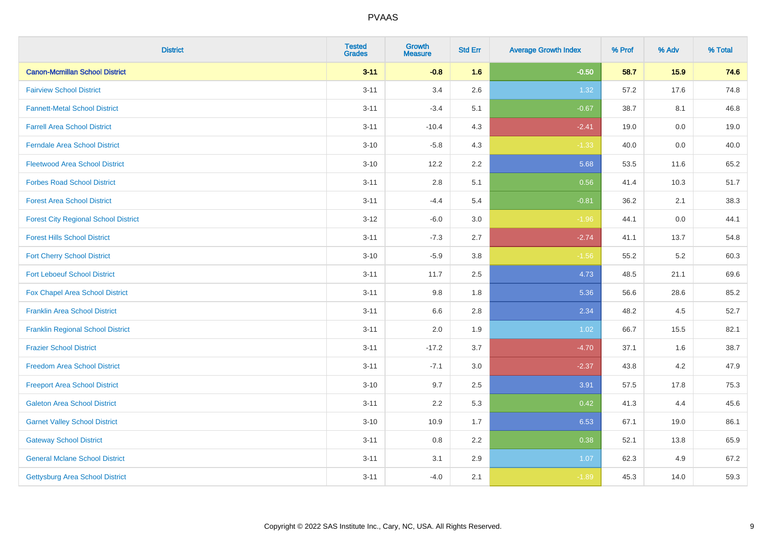| District | Tested Grades | Growth Measure | Std Err | Average Growth Index | % Prof | % Adv | % Total |
|---|---|---|---|---|---|---|---|
| **Canon-Mcmillan School District** | **3-11** | **-0.8** | **1.6** | **-0.50** | **58.7** | **15.9** | **74.6** |
| Fairview School District | 3-11 | 3.4 | 2.6 | 1.32 | 57.2 | 17.6 | 74.8 |
| Fannett-Metal School District | 3-11 | -3.4 | 5.1 | -0.67 | 38.7 | 8.1 | 46.8 |
| Farrell Area School District | 3-11 | -10.4 | 4.3 | -2.41 | 19.0 | 0.0 | 19.0 |
| Ferndale Area School District | 3-10 | -5.8 | 4.3 | -1.33 | 40.0 | 0.0 | 40.0 |
| Fleetwood Area School District | 3-10 | 12.2 | 2.2 | 5.68 | 53.5 | 11.6 | 65.2 |
| Forbes Road School District | 3-11 | 2.8 | 5.1 | 0.56 | 41.4 | 10.3 | 51.7 |
| Forest Area School District | 3-11 | -4.4 | 5.4 | -0.81 | 36.2 | 2.1 | 38.3 |
| Forest City Regional School District | 3-12 | -6.0 | 3.0 | -1.96 | 44.1 | 0.0 | 44.1 |
| Forest Hills School District | 3-11 | -7.3 | 2.7 | -2.74 | 41.1 | 13.7 | 54.8 |
| Fort Cherry School District | 3-10 | -5.9 | 3.8 | -1.56 | 55.2 | 5.2 | 60.3 |
| Fort Leboeuf School District | 3-11 | 11.7 | 2.5 | 4.73 | 48.5 | 21.1 | 69.6 |
| Fox Chapel Area School District | 3-11 | 9.8 | 1.8 | 5.36 | 56.6 | 28.6 | 85.2 |
| Franklin Area School District | 3-11 | 6.6 | 2.8 | 2.34 | 48.2 | 4.5 | 52.7 |
| Franklin Regional School District | 3-11 | 2.0 | 1.9 | 1.02 | 66.7 | 15.5 | 82.1 |
| Frazier School District | 3-11 | -17.2 | 3.7 | -4.70 | 37.1 | 1.6 | 38.7 |
| Freedom Area School District | 3-11 | -7.1 | 3.0 | -2.37 | 43.8 | 4.2 | 47.9 |
| Freeport Area School District | 3-10 | 9.7 | 2.5 | 3.91 | 57.5 | 17.8 | 75.3 |
| Galeton Area School District | 3-11 | 2.2 | 5.3 | 0.42 | 41.3 | 4.4 | 45.6 |
| Garnet Valley School District | 3-10 | 10.9 | 1.7 | 6.53 | 67.1 | 19.0 | 86.1 |
| Gateway School District | 3-11 | 0.8 | 2.2 | 0.38 | 52.1 | 13.8 | 65.9 |
| General Mclane School District | 3-11 | 3.1 | 2.9 | 1.07 | 62.3 | 4.9 | 67.2 |
| Gettysburg Area School District | 3-11 | -4.0 | 2.1 | -1.89 | 45.3 | 14.0 | 59.3 |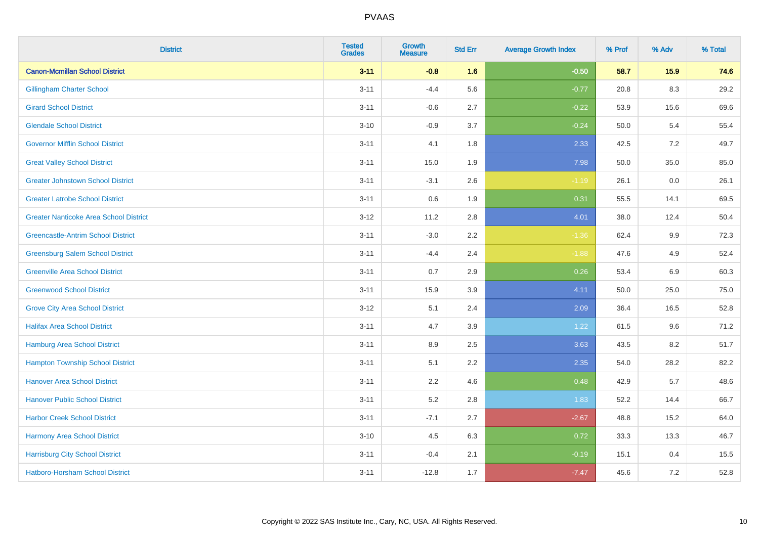| District | Tested Grades | Growth Measure | Std Err | Average Growth Index | % Prof | % Adv | % Total |
|---|---|---|---|---|---|---|---|
| **Canon-Mcmillan School District** | **3-11** | **-0.8** | **1.6** | **-0.50** | **58.7** | **15.9** | **74.6** |
| Gillingham Charter School | 3-11 | -4.4 | 5.6 | -0.77 | 20.8 | 8.3 | 29.2 |
| Girard School District | 3-11 | -0.6 | 2.7 | -0.22 | 53.9 | 15.6 | 69.6 |
| Glendale School District | 3-10 | -0.9 | 3.7 | -0.24 | 50.0 | 5.4 | 55.4 |
| Governor Mifflin School District | 3-11 | 4.1 | 1.8 | 2.33 | 42.5 | 7.2 | 49.7 |
| Great Valley School District | 3-11 | 15.0 | 1.9 | 7.98 | 50.0 | 35.0 | 85.0 |
| Greater Johnstown School District | 3-11 | -3.1 | 2.6 | -1.19 | 26.1 | 0.0 | 26.1 |
| Greater Latrobe School District | 3-11 | 0.6 | 1.9 | 0.31 | 55.5 | 14.1 | 69.5 |
| Greater Nanticoke Area School District | 3-12 | 11.2 | 2.8 | 4.01 | 38.0 | 12.4 | 50.4 |
| Greencastle-Antrim School District | 3-11 | -3.0 | 2.2 | -1.36 | 62.4 | 9.9 | 72.3 |
| Greensburg Salem School District | 3-11 | -4.4 | 2.4 | -1.88 | 47.6 | 4.9 | 52.4 |
| Greenville Area School District | 3-11 | 0.7 | 2.9 | 0.26 | 53.4 | 6.9 | 60.3 |
| Greenwood School District | 3-11 | 15.9 | 3.9 | 4.11 | 50.0 | 25.0 | 75.0 |
| Grove City Area School District | 3-12 | 5.1 | 2.4 | 2.09 | 36.4 | 16.5 | 52.8 |
| Halifax Area School District | 3-11 | 4.7 | 3.9 | 1.22 | 61.5 | 9.6 | 71.2 |
| Hamburg Area School District | 3-11 | 8.9 | 2.5 | 3.63 | 43.5 | 8.2 | 51.7 |
| Hampton Township School District | 3-11 | 5.1 | 2.2 | 2.35 | 54.0 | 28.2 | 82.2 |
| Hanover Area School District | 3-11 | 2.2 | 4.6 | 0.48 | 42.9 | 5.7 | 48.6 |
| Hanover Public School District | 3-11 | 5.2 | 2.8 | 1.83 | 52.2 | 14.4 | 66.7 |
| Harbor Creek School District | 3-11 | -7.1 | 2.7 | -2.67 | 48.8 | 15.2 | 64.0 |
| Harmony Area School District | 3-10 | 4.5 | 6.3 | 0.72 | 33.3 | 13.3 | 46.7 |
| Harrisburg City School District | 3-11 | -0.4 | 2.1 | -0.19 | 15.1 | 0.4 | 15.5 |
| Hatboro-Horsham School District | 3-11 | -12.8 | 1.7 | -7.47 | 45.6 | 7.2 | 52.8 |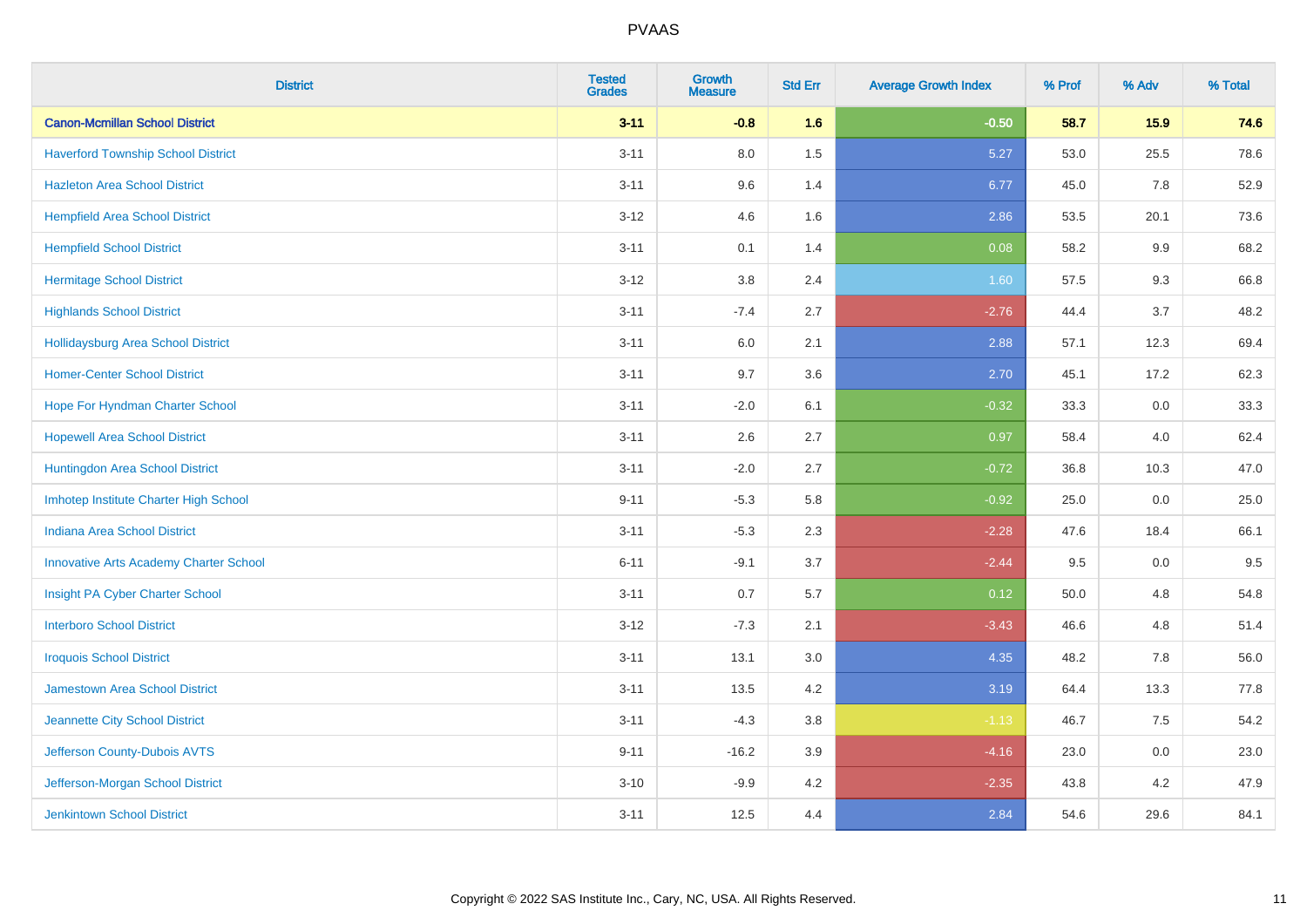# PVAAS

| District | Tested Grades | Growth Measure | Std Err | Average Growth Index | % Prof | % Adv | % Total |
|---|---|---|---|---|---|---|---|
| **Canon-Mcmillan School District** | **3-11** | **-0.8** | **1.6** | **-0.50** | **58.7** | **15.9** | **74.6** |
| Haverford Township School District | 3-11 | 8.0 | 1.5 | 5.27 | 53.0 | 25.5 | 78.6 |
| Hazleton Area School District | 3-11 | 9.6 | 1.4 | 6.77 | 45.0 | 7.8 | 52.9 |
| Hempfield Area School District | 3-12 | 4.6 | 1.6 | 2.86 | 53.5 | 20.1 | 73.6 |
| Hempfield School District | 3-11 | 0.1 | 1.4 | 0.08 | 58.2 | 9.9 | 68.2 |
| Hermitage School District | 3-12 | 3.8 | 2.4 | 1.60 | 57.5 | 9.3 | 66.8 |
| Highlands School District | 3-11 | -7.4 | 2.7 | -2.76 | 44.4 | 3.7 | 48.2 |
| Hollidaysburg Area School District | 3-11 | 6.0 | 2.1 | 2.88 | 57.1 | 12.3 | 69.4 |
| Homer-Center School District | 3-11 | 9.7 | 3.6 | 2.70 | 45.1 | 17.2 | 62.3 |
| Hope For Hyndman Charter School | 3-11 | -2.0 | 6.1 | -0.32 | 33.3 | 0.0 | 33.3 |
| Hopewell Area School District | 3-11 | 2.6 | 2.7 | 0.97 | 58.4 | 4.0 | 62.4 |
| Huntingdon Area School District | 3-11 | -2.0 | 2.7 | -0.72 | 36.8 | 10.3 | 47.0 |
| Imhotep Institute Charter High School | 9-11 | -5.3 | 5.8 | -0.92 | 25.0 | 0.0 | 25.0 |
| Indiana Area School District | 3-11 | -5.3 | 2.3 | -2.28 | 47.6 | 18.4 | 66.1 |
| Innovative Arts Academy Charter School | 6-11 | -9.1 | 3.7 | -2.44 | 9.5 | 0.0 | 9.5 |
| Insight PA Cyber Charter School | 3-11 | 0.7 | 5.7 | 0.12 | 50.0 | 4.8 | 54.8 |
| Interboro School District | 3-12 | -7.3 | 2.1 | -3.43 | 46.6 | 4.8 | 51.4 |
| Iroquois School District | 3-11 | 13.1 | 3.0 | 4.35 | 48.2 | 7.8 | 56.0 |
| Jamestown Area School District | 3-11 | 13.5 | 4.2 | 3.19 | 64.4 | 13.3 | 77.8 |
| Jeannette City School District | 3-11 | -4.3 | 3.8 | -1.13 | 46.7 | 7.5 | 54.2 |
| Jefferson County-Dubois AVTS | 9-11 | -16.2 | 3.9 | -4.16 | 23.0 | 0.0 | 23.0 |
| Jefferson-Morgan School District | 3-10 | -9.9 | 4.2 | -2.35 | 43.8 | 4.2 | 47.9 |
| Jenkintown School District | 3-11 | 12.5 | 4.4 | 2.84 | 54.6 | 29.6 | 84.1 |

Copyright © 2022 SAS Institute Inc., Cary, NC, USA. All Rights Reserved.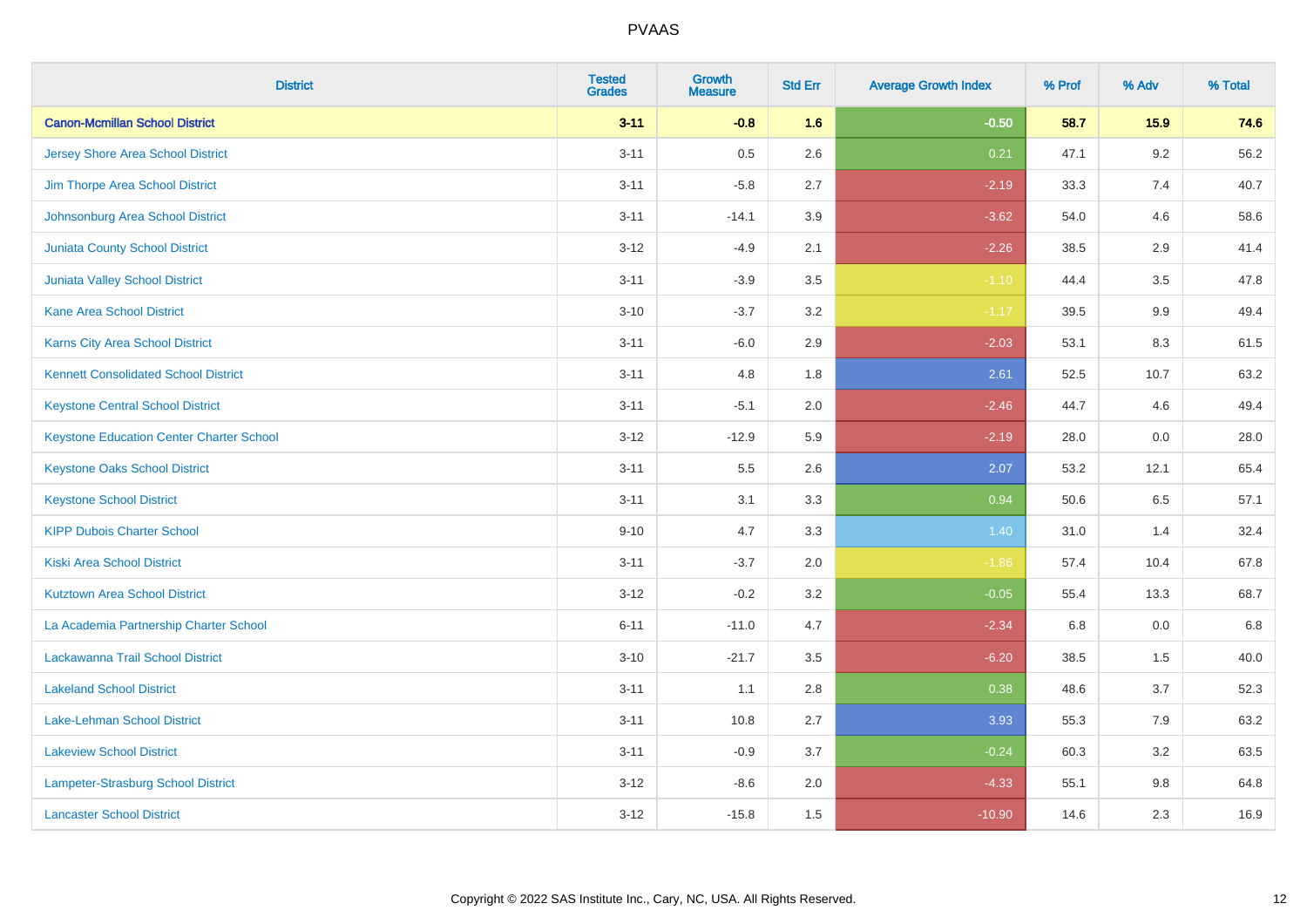| District | Tested Grades | Growth Measure | Std Err | Average Growth Index | % Prof | % Adv | % Total |
|---|---|---|---|---|---|---|---|
| **Canon-Mcmillan School District** | **3-11** | **-0.8** | **1.6** | **-0.50** | **58.7** | **15.9** | **74.6** |
| Jersey Shore Area School District | 3-11 | 0.5 | 2.6 | 0.21 | 47.1 | 9.2 | 56.2 |
| Jim Thorpe Area School District | 3-11 | -5.8 | 2.7 | -2.19 | 33.3 | 7.4 | 40.7 |
| Johnsonburg Area School District | 3-11 | -14.1 | 3.9 | -3.62 | 54.0 | 4.6 | 58.6 |
| Juniata County School District | 3-12 | -4.9 | 2.1 | -2.26 | 38.5 | 2.9 | 41.4 |
| Juniata Valley School District | 3-11 | -3.9 | 3.5 | -1.10 | 44.4 | 3.5 | 47.8 |
| Kane Area School District | 3-10 | -3.7 | 3.2 | -1.17 | 39.5 | 9.9 | 49.4 |
| Karns City Area School District | 3-11 | -6.0 | 2.9 | -2.03 | 53.1 | 8.3 | 61.5 |
| Kennett Consolidated School District | 3-11 | 4.8 | 1.8 | 2.61 | 52.5 | 10.7 | 63.2 |
| Keystone Central School District | 3-11 | -5.1 | 2.0 | -2.46 | 44.7 | 4.6 | 49.4 |
| Keystone Education Center Charter School | 3-12 | -12.9 | 5.9 | -2.19 | 28.0 | 0.0 | 28.0 |
| Keystone Oaks School District | 3-11 | 5.5 | 2.6 | 2.07 | 53.2 | 12.1 | 65.4 |
| Keystone School District | 3-11 | 3.1 | 3.3 | 0.94 | 50.6 | 6.5 | 57.1 |
| KIPP Dubois Charter School | 9-10 | 4.7 | 3.3 | 1.40 | 31.0 | 1.4 | 32.4 |
| Kiski Area School District | 3-11 | -3.7 | 2.0 | -1.86 | 57.4 | 10.4 | 67.8 |
| Kutztown Area School District | 3-12 | -0.2 | 3.2 | -0.05 | 55.4 | 13.3 | 68.7 |
| La Academia Partnership Charter School | 6-11 | -11.0 | 4.7 | -2.34 | 6.8 | 0.0 | 6.8 |
| Lackawanna Trail School District | 3-10 | -21.7 | 3.5 | -6.20 | 38.5 | 1.5 | 40.0 |
| Lakeland School District | 3-11 | 1.1 | 2.8 | 0.38 | 48.6 | 3.7 | 52.3 |
| Lake-Lehman School District | 3-11 | 10.8 | 2.7 | 3.93 | 55.3 | 7.9 | 63.2 |
| Lakeview School District | 3-11 | -0.9 | 3.7 | -0.24 | 60.3 | 3.2 | 63.5 |
| Lampeter-Strasburg School District | 3-12 | -8.6 | 2.0 | -4.33 | 55.1 | 9.8 | 64.8 |
| Lancaster School District | 3-12 | -15.8 | 1.5 | -10.90 | 14.6 | 2.3 | 16.9 |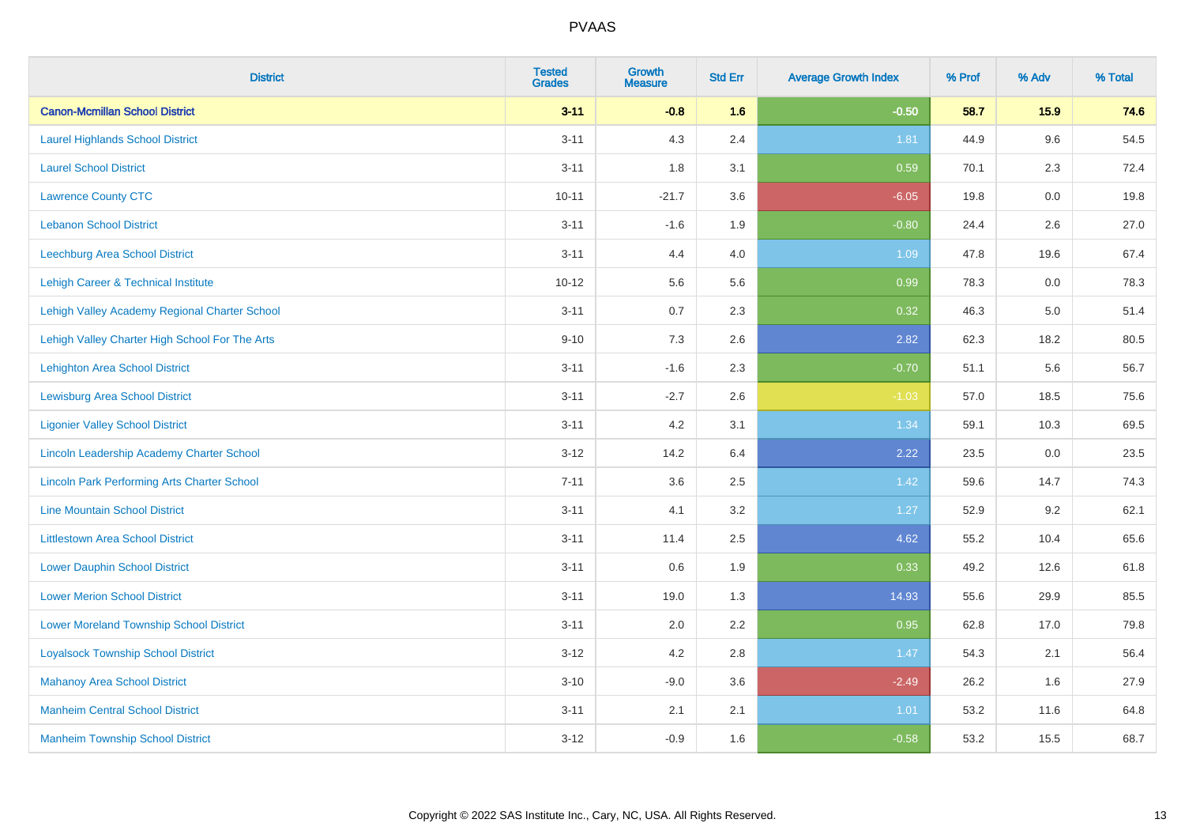# PVAAS

| District | Tested Grades | Growth Measure | Std Err | Average Growth Index | % Prof | % Adv | % Total |
|---|---|---|---|---|---|---|---|
| **Canon-Mcmillan School District** | **3-11** | **-0.8** | **1.6** | **-0.50** | **58.7** | **15.9** | **74.6** |
| Laurel Highlands School District | 3-11 | 4.3 | 2.4 | 1.81 | 44.9 | 9.6 | 54.5 |
| Laurel School District | 3-11 | 1.8 | 3.1 | 0.59 | 70.1 | 2.3 | 72.4 |
| Lawrence County CTC | 10-11 | -21.7 | 3.6 | -6.05 | 19.8 | 0.0 | 19.8 |
| Lebanon School District | 3-11 | -1.6 | 1.9 | -0.80 | 24.4 | 2.6 | 27.0 |
| Leechburg Area School District | 3-11 | 4.4 | 4.0 | 1.09 | 47.8 | 19.6 | 67.4 |
| Lehigh Career & Technical Institute | 10-12 | 5.6 | 5.6 | 0.99 | 78.3 | 0.0 | 78.3 |
| Lehigh Valley Academy Regional Charter School | 3-11 | 0.7 | 2.3 | 0.32 | 46.3 | 5.0 | 51.4 |
| Lehigh Valley Charter High School For The Arts | 9-10 | 7.3 | 2.6 | 2.82 | 62.3 | 18.2 | 80.5 |
| Lehighton Area School District | 3-11 | -1.6 | 2.3 | -0.70 | 51.1 | 5.6 | 56.7 |
| Lewisburg Area School District | 3-11 | -2.7 | 2.6 | -1.03 | 57.0 | 18.5 | 75.6 |
| Ligonier Valley School District | 3-11 | 4.2 | 3.1 | 1.34 | 59.1 | 10.3 | 69.5 |
| Lincoln Leadership Academy Charter School | 3-12 | 14.2 | 6.4 | 2.22 | 23.5 | 0.0 | 23.5 |
| Lincoln Park Performing Arts Charter School | 7-11 | 3.6 | 2.5 | 1.42 | 59.6 | 14.7 | 74.3 |
| Line Mountain School District | 3-11 | 4.1 | 3.2 | 1.27 | 52.9 | 9.2 | 62.1 |
| Littlestown Area School District | 3-11 | 11.4 | 2.5 | 4.62 | 55.2 | 10.4 | 65.6 |
| Lower Dauphin School District | 3-11 | 0.6 | 1.9 | 0.33 | 49.2 | 12.6 | 61.8 |
| Lower Merion School District | 3-11 | 19.0 | 1.3 | 14.93 | 55.6 | 29.9 | 85.5 |
| Lower Moreland Township School District | 3-11 | 2.0 | 2.2 | 0.95 | 62.8 | 17.0 | 79.8 |
| Loyalsock Township School District | 3-12 | 4.2 | 2.8 | 1.47 | 54.3 | 2.1 | 56.4 |
| Mahanoy Area School District | 3-10 | -9.0 | 3.6 | -2.49 | 26.2 | 1.6 | 27.9 |
| Manheim Central School District | 3-11 | 2.1 | 2.1 | 1.01 | 53.2 | 11.6 | 64.8 |
| Manheim Township School District | 3-12 | -0.9 | 1.6 | -0.58 | 53.2 | 15.5 | 68.7 |

Copyright © 2022 SAS Institute Inc., Cary, NC, USA. All Rights Reserved.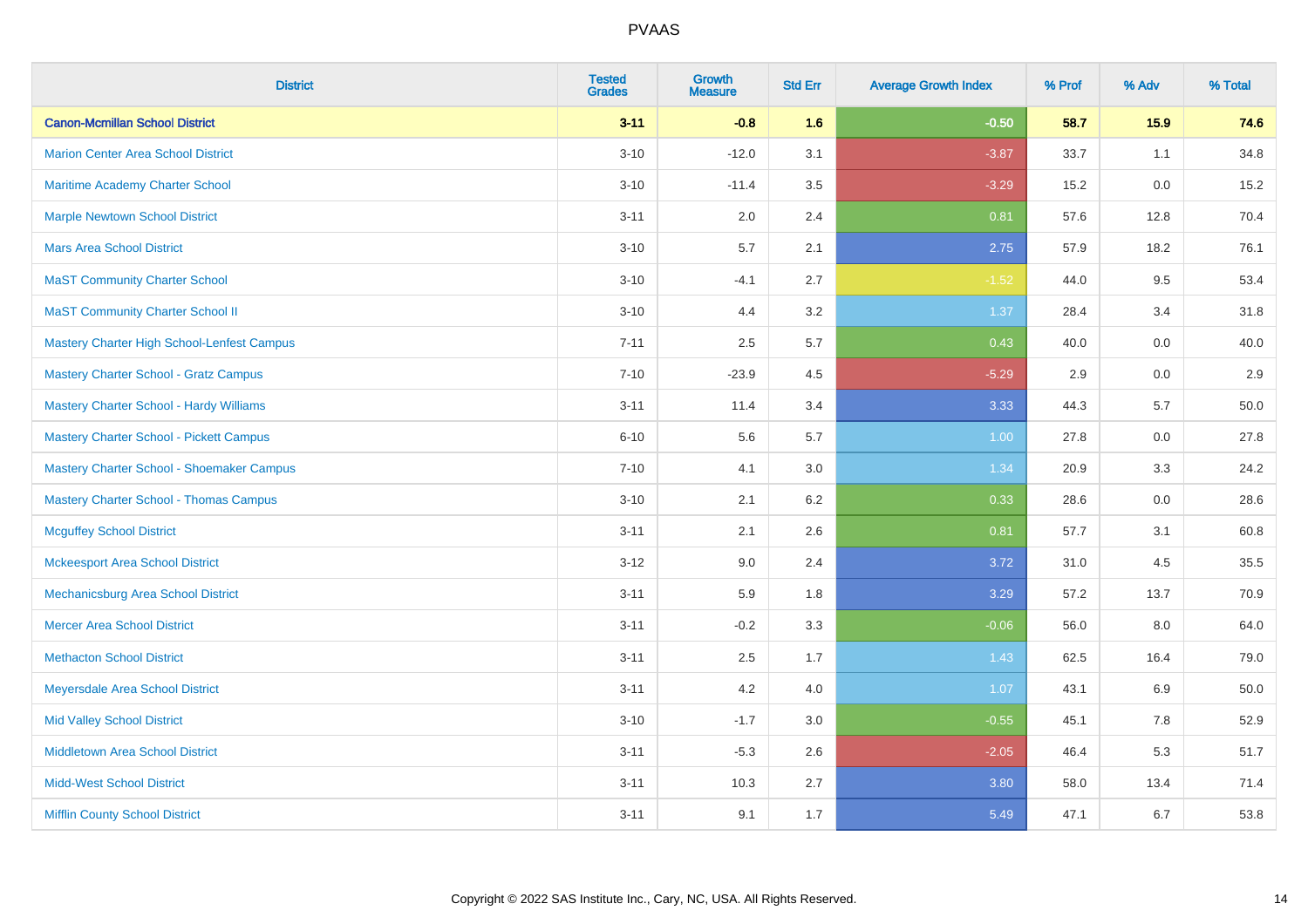| District | Tested Grades | Growth Measure | Std Err | Average Growth Index | % Prof | % Adv | % Total |
|---|---|---|---|---|---|---|---|
| **Canon-Mcmillan School District** | **3-11** | **-0.8** | **1.6** | **-0.50** | **58.7** | **15.9** | **74.6** |
| Marion Center Area School District | 3-10 | -12.0 | 3.1 | -3.87 | 33.7 | 1.1 | 34.8 |
| Maritime Academy Charter School | 3-10 | -11.4 | 3.5 | -3.29 | 15.2 | 0.0 | 15.2 |
| Marple Newtown School District | 3-11 | 2.0 | 2.4 | 0.81 | 57.6 | 12.8 | 70.4 |
| Mars Area School District | 3-10 | 5.7 | 2.1 | 2.75 | 57.9 | 18.2 | 76.1 |
| MaST Community Charter School | 3-10 | -4.1 | 2.7 | -1.52 | 44.0 | 9.5 | 53.4 |
| MaST Community Charter School II | 3-10 | 4.4 | 3.2 | 1.37 | 28.4 | 3.4 | 31.8 |
| Mastery Charter High School-Lenfest Campus | 7-11 | 2.5 | 5.7 | 0.43 | 40.0 | 0.0 | 40.0 |
| Mastery Charter School - Gratz Campus | 7-10 | -23.9 | 4.5 | -5.29 | 2.9 | 0.0 | 2.9 |
| Mastery Charter School - Hardy Williams | 3-11 | 11.4 | 3.4 | 3.33 | 44.3 | 5.7 | 50.0 |
| Mastery Charter School - Pickett Campus | 6-10 | 5.6 | 5.7 | 1.00 | 27.8 | 0.0 | 27.8 |
| Mastery Charter School - Shoemaker Campus | 7-10 | 4.1 | 3.0 | 1.34 | 20.9 | 3.3 | 24.2 |
| Mastery Charter School - Thomas Campus | 3-10 | 2.1 | 6.2 | 0.33 | 28.6 | 0.0 | 28.6 |
| Mcguffey School District | 3-11 | 2.1 | 2.6 | 0.81 | 57.7 | 3.1 | 60.8 |
| Mckeesport Area School District | 3-12 | 9.0 | 2.4 | 3.72 | 31.0 | 4.5 | 35.5 |
| Mechanicsburg Area School District | 3-11 | 5.9 | 1.8 | 3.29 | 57.2 | 13.7 | 70.9 |
| Mercer Area School District | 3-11 | -0.2 | 3.3 | -0.06 | 56.0 | 8.0 | 64.0 |
| Methacton School District | 3-11 | 2.5 | 1.7 | 1.43 | 62.5 | 16.4 | 79.0 |
| Meyersdale Area School District | 3-11 | 4.2 | 4.0 | 1.07 | 43.1 | 6.9 | 50.0 |
| Mid Valley School District | 3-10 | -1.7 | 3.0 | -0.55 | 45.1 | 7.8 | 52.9 |
| Middletown Area School District | 3-11 | -5.3 | 2.6 | -2.05 | 46.4 | 5.3 | 51.7 |
| Midd-West School District | 3-11 | 10.3 | 2.7 | 3.80 | 58.0 | 13.4 | 71.4 |
| Mifflin County School District | 3-11 | 9.1 | 1.7 | 5.49 | 47.1 | 6.7 | 53.8 |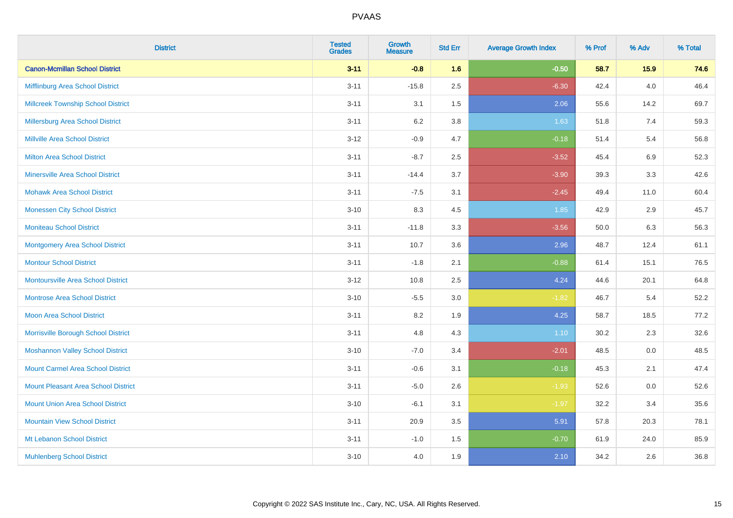| District | Tested Grades | Growth Measure | Std Err | Average Growth Index | % Prof | % Adv | % Total |
|---|---|---|---|---|---|---|---|
| **Canon-Mcmillan School District** | **3-11** | **-0.8** | **1.6** | **-0.50** | **58.7** | **15.9** | **74.6** |
| Mifflinburg Area School District | 3-11 | -15.8 | 2.5 | -6.30 | 42.4 | 4.0 | 46.4 |
| Millcreek Township School District | 3-11 | 3.1 | 1.5 | 2.06 | 55.6 | 14.2 | 69.7 |
| Millersburg Area School District | 3-11 | 6.2 | 3.8 | 1.63 | 51.8 | 7.4 | 59.3 |
| Millville Area School District | 3-12 | -0.9 | 4.7 | -0.18 | 51.4 | 5.4 | 56.8 |
| Milton Area School District | 3-11 | -8.7 | 2.5 | -3.52 | 45.4 | 6.9 | 52.3 |
| Minersville Area School District | 3-11 | -14.4 | 3.7 | -3.90 | 39.3 | 3.3 | 42.6 |
| Mohawk Area School District | 3-11 | -7.5 | 3.1 | -2.45 | 49.4 | 11.0 | 60.4 |
| Monessen City School District | 3-10 | 8.3 | 4.5 | 1.85 | 42.9 | 2.9 | 45.7 |
| Moniteau School District | 3-11 | -11.8 | 3.3 | -3.56 | 50.0 | 6.3 | 56.3 |
| Montgomery Area School District | 3-11 | 10.7 | 3.6 | 2.96 | 48.7 | 12.4 | 61.1 |
| Montour School District | 3-11 | -1.8 | 2.1 | -0.88 | 61.4 | 15.1 | 76.5 |
| Montoursville Area School District | 3-12 | 10.8 | 2.5 | 4.24 | 44.6 | 20.1 | 64.8 |
| Montrose Area School District | 3-10 | -5.5 | 3.0 | -1.82 | 46.7 | 5.4 | 52.2 |
| Moon Area School District | 3-11 | 8.2 | 1.9 | 4.25 | 58.7 | 18.5 | 77.2 |
| Morrisville Borough School District | 3-11 | 4.8 | 4.3 | 1.10 | 30.2 | 2.3 | 32.6 |
| Moshannon Valley School District | 3-10 | -7.0 | 3.4 | -2.01 | 48.5 | 0.0 | 48.5 |
| Mount Carmel Area School District | 3-11 | -0.6 | 3.1 | -0.18 | 45.3 | 2.1 | 47.4 |
| Mount Pleasant Area School District | 3-11 | -5.0 | 2.6 | -1.93 | 52.6 | 0.0 | 52.6 |
| Mount Union Area School District | 3-10 | -6.1 | 3.1 | -1.97 | 32.2 | 3.4 | 35.6 |
| Mountain View School District | 3-11 | 20.9 | 3.5 | 5.91 | 57.8 | 20.3 | 78.1 |
| Mt Lebanon School District | 3-11 | -1.0 | 1.5 | -0.70 | 61.9 | 24.0 | 85.9 |
| Muhlenberg School District | 3-10 | 4.0 | 1.9 | 2.10 | 34.2 | 2.6 | 36.8 |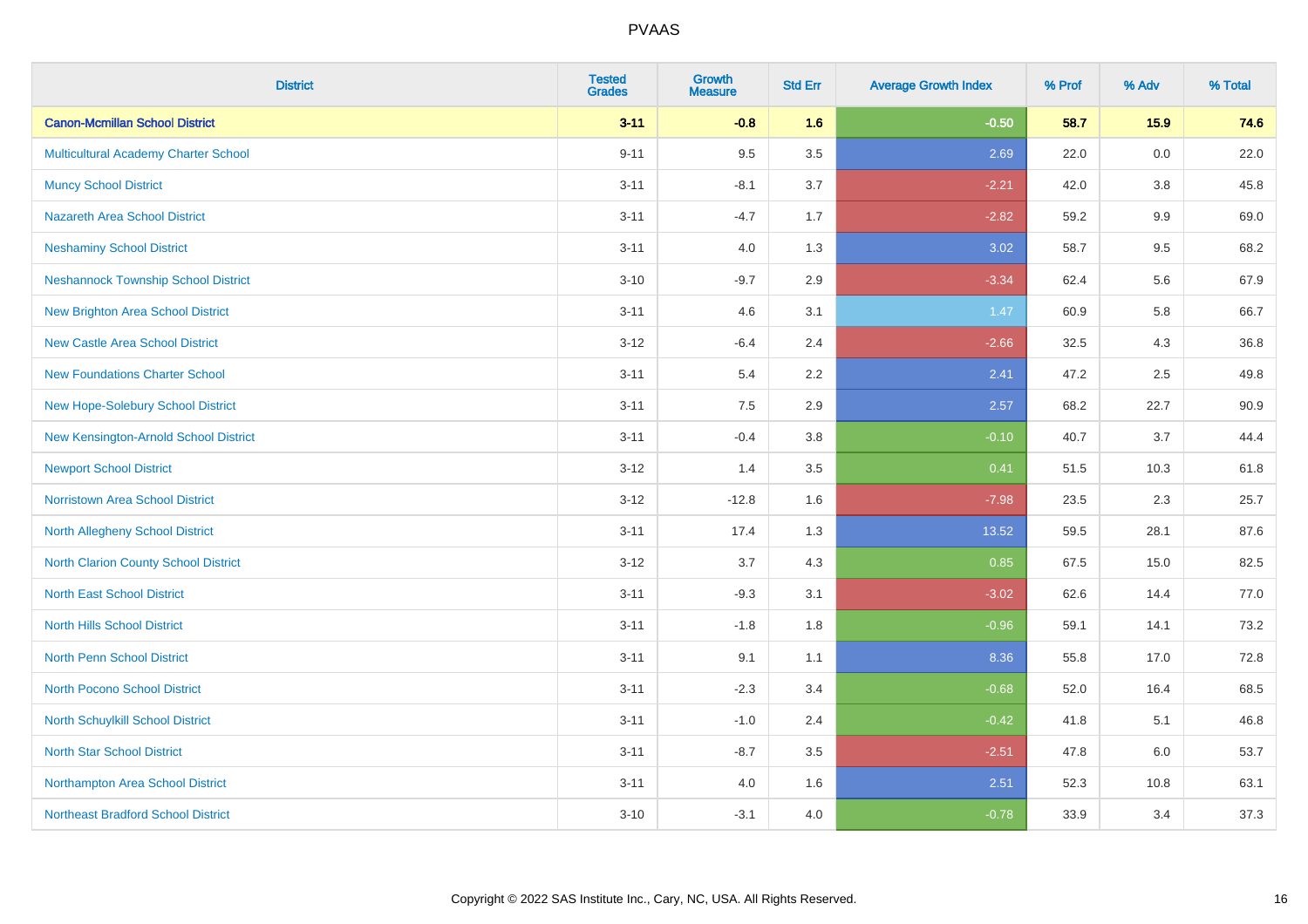| District | Tested Grades | Growth Measure | Std Err | Average Growth Index | % Prof | % Adv | % Total |
|---|---|---|---|---|---|---|---|
| **Canon-Mcmillan School District** | **3-11** | **-0.8** | **1.6** | **-0.50** | **58.7** | **15.9** | **74.6** |
| Multicultural Academy Charter School | 9-11 | 9.5 | 3.5 | 2.69 | 22.0 | 0.0 | 22.0 |
| Muncy School District | 3-11 | -8.1 | 3.7 | -2.21 | 42.0 | 3.8 | 45.8 |
| Nazareth Area School District | 3-11 | -4.7 | 1.7 | -2.82 | 59.2 | 9.9 | 69.0 |
| Neshaminy School District | 3-11 | 4.0 | 1.3 | 3.02 | 58.7 | 9.5 | 68.2 |
| Neshannock Township School District | 3-10 | -9.7 | 2.9 | -3.34 | 62.4 | 5.6 | 67.9 |
| New Brighton Area School District | 3-11 | 4.6 | 3.1 | 1.47 | 60.9 | 5.8 | 66.7 |
| New Castle Area School District | 3-12 | -6.4 | 2.4 | -2.66 | 32.5 | 4.3 | 36.8 |
| New Foundations Charter School | 3-11 | 5.4 | 2.2 | 2.41 | 47.2 | 2.5 | 49.8 |
| New Hope-Solebury School District | 3-11 | 7.5 | 2.9 | 2.57 | 68.2 | 22.7 | 90.9 |
| New Kensington-Arnold School District | 3-11 | -0.4 | 3.8 | -0.10 | 40.7 | 3.7 | 44.4 |
| Newport School District | 3-12 | 1.4 | 3.5 | 0.41 | 51.5 | 10.3 | 61.8 |
| Norristown Area School District | 3-12 | -12.8 | 1.6 | -7.98 | 23.5 | 2.3 | 25.7 |
| North Allegheny School District | 3-11 | 17.4 | 1.3 | 13.52 | 59.5 | 28.1 | 87.6 |
| North Clarion County School District | 3-12 | 3.7 | 4.3 | 0.85 | 67.5 | 15.0 | 82.5 |
| North East School District | 3-11 | -9.3 | 3.1 | -3.02 | 62.6 | 14.4 | 77.0 |
| North Hills School District | 3-11 | -1.8 | 1.8 | -0.96 | 59.1 | 14.1 | 73.2 |
| North Penn School District | 3-11 | 9.1 | 1.1 | 8.36 | 55.8 | 17.0 | 72.8 |
| North Pocono School District | 3-11 | -2.3 | 3.4 | -0.68 | 52.0 | 16.4 | 68.5 |
| North Schuylkill School District | 3-11 | -1.0 | 2.4 | -0.42 | 41.8 | 5.1 | 46.8 |
| North Star School District | 3-11 | -8.7 | 3.5 | -2.51 | 47.8 | 6.0 | 53.7 |
| Northampton Area School District | 3-11 | 4.0 | 1.6 | 2.51 | 52.3 | 10.8 | 63.1 |
| Northeast Bradford School District | 3-10 | -3.1 | 4.0 | -0.78 | 33.9 | 3.4 | 37.3 |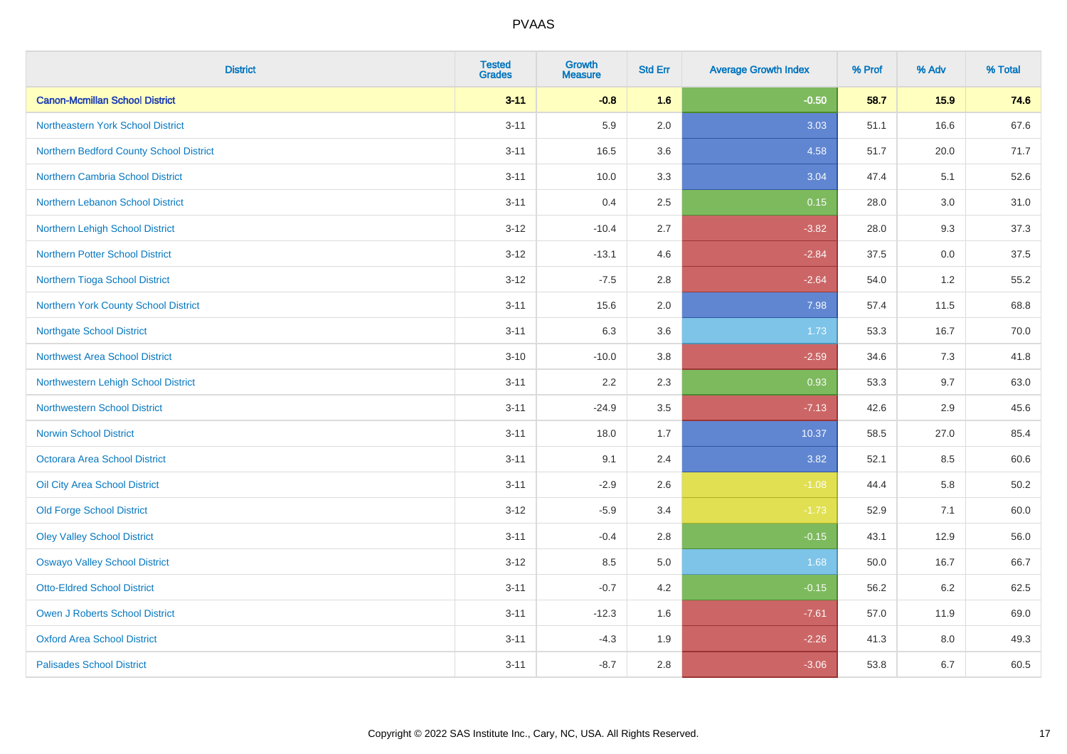| District | Tested Grades | Growth Measure | Std Err | Average Growth Index | % Prof | % Adv | % Total |
|---|---|---|---|---|---|---|---|
| **Canon-Mcmillan School District** | **3-11** | **-0.8** | **1.6** | **-0.50** | **58.7** | **15.9** | **74.6** |
| Northeastern York School District | 3-11 | 5.9 | 2.0 | 3.03 | 51.1 | 16.6 | 67.6 |
| Northern Bedford County School District | 3-11 | 16.5 | 3.6 | 4.58 | 51.7 | 20.0 | 71.7 |
| Northern Cambria School District | 3-11 | 10.0 | 3.3 | 3.04 | 47.4 | 5.1 | 52.6 |
| Northern Lebanon School District | 3-11 | 0.4 | 2.5 | 0.15 | 28.0 | 3.0 | 31.0 |
| Northern Lehigh School District | 3-12 | -10.4 | 2.7 | -3.82 | 28.0 | 9.3 | 37.3 |
| Northern Potter School District | 3-12 | -13.1 | 4.6 | -2.84 | 37.5 | 0.0 | 37.5 |
| Northern Tioga School District | 3-12 | -7.5 | 2.8 | -2.64 | 54.0 | 1.2 | 55.2 |
| Northern York County School District | 3-11 | 15.6 | 2.0 | 7.98 | 57.4 | 11.5 | 68.8 |
| Northgate School District | 3-11 | 6.3 | 3.6 | 1.73 | 53.3 | 16.7 | 70.0 |
| Northwest Area School District | 3-10 | -10.0 | 3.8 | -2.59 | 34.6 | 7.3 | 41.8 |
| Northwestern Lehigh School District | 3-11 | 2.2 | 2.3 | 0.93 | 53.3 | 9.7 | 63.0 |
| Northwestern School District | 3-11 | -24.9 | 3.5 | -7.13 | 42.6 | 2.9 | 45.6 |
| Norwin School District | 3-11 | 18.0 | 1.7 | 10.37 | 58.5 | 27.0 | 85.4 |
| Octorara Area School District | 3-11 | 9.1 | 2.4 | 3.82 | 52.1 | 8.5 | 60.6 |
| Oil City Area School District | 3-11 | -2.9 | 2.6 | -1.08 | 44.4 | 5.8 | 50.2 |
| Old Forge School District | 3-12 | -5.9 | 3.4 | -1.73 | 52.9 | 7.1 | 60.0 |
| Oley Valley School District | 3-11 | -0.4 | 2.8 | -0.15 | 43.1 | 12.9 | 56.0 |
| Oswayo Valley School District | 3-12 | 8.5 | 5.0 | 1.68 | 50.0 | 16.7 | 66.7 |
| Otto-Eldred School District | 3-11 | -0.7 | 4.2 | -0.15 | 56.2 | 6.2 | 62.5 |
| Owen J Roberts School District | 3-11 | -12.3 | 1.6 | -7.61 | 57.0 | 11.9 | 69.0 |
| Oxford Area School District | 3-11 | -4.3 | 1.9 | -2.26 | 41.3 | 8.0 | 49.3 |
| Palisades School District | 3-11 | -8.7 | 2.8 | -3.06 | 53.8 | 6.7 | 60.5 |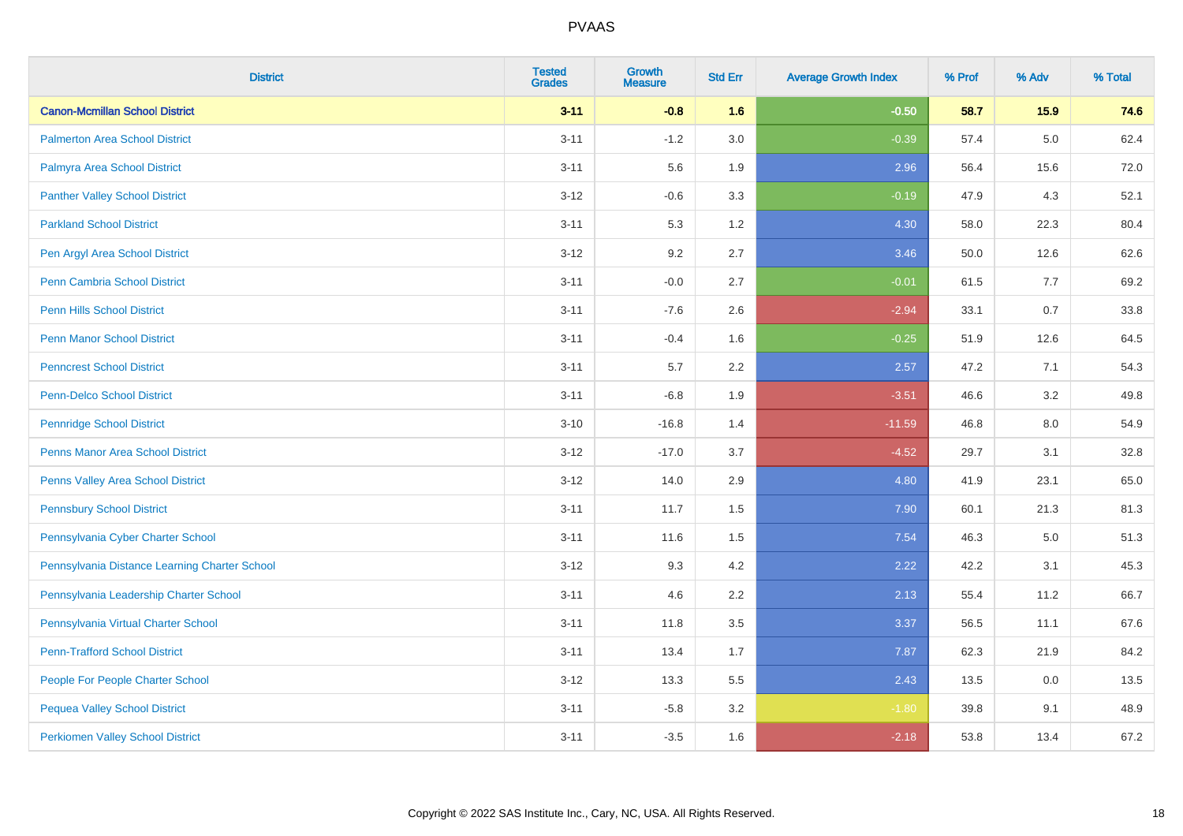# PVAAS

| District | Tested Grades | Growth Measure | Std Err | Average Growth Index | % Prof | % Adv | % Total |
|---|---|---|---|---|---|---|---|
| **Canon-Mcmillan School District** | **3-11** | **-0.8** | **1.6** | **-0.50** | **58.7** | **15.9** | **74.6** |
| Palmerton Area School District | 3-11 | -1.2 | 3.0 | -0.39 | 57.4 | 5.0 | 62.4 |
| Palmyra Area School District | 3-11 | 5.6 | 1.9 | 2.96 | 56.4 | 15.6 | 72.0 |
| Panther Valley School District | 3-12 | -0.6 | 3.3 | -0.19 | 47.9 | 4.3 | 52.1 |
| Parkland School District | 3-11 | 5.3 | 1.2 | 4.30 | 58.0 | 22.3 | 80.4 |
| Pen Argyl Area School District | 3-12 | 9.2 | 2.7 | 3.46 | 50.0 | 12.6 | 62.6 |
| Penn Cambria School District | 3-11 | -0.0 | 2.7 | -0.01 | 61.5 | 7.7 | 69.2 |
| Penn Hills School District | 3-11 | -7.6 | 2.6 | -2.94 | 33.1 | 0.7 | 33.8 |
| Penn Manor School District | 3-11 | -0.4 | 1.6 | -0.25 | 51.9 | 12.6 | 64.5 |
| Penncrest School District | 3-11 | 5.7 | 2.2 | 2.57 | 47.2 | 7.1 | 54.3 |
| Penn-Delco School District | 3-11 | -6.8 | 1.9 | -3.51 | 46.6 | 3.2 | 49.8 |
| Pennridge School District | 3-10 | -16.8 | 1.4 | -11.59 | 46.8 | 8.0 | 54.9 |
| Penns Manor Area School District | 3-12 | -17.0 | 3.7 | -4.52 | 29.7 | 3.1 | 32.8 |
| Penns Valley Area School District | 3-12 | 14.0 | 2.9 | 4.80 | 41.9 | 23.1 | 65.0 |
| Pennsbury School District | 3-11 | 11.7 | 1.5 | 7.90 | 60.1 | 21.3 | 81.3 |
| Pennsylvania Cyber Charter School | 3-11 | 11.6 | 1.5 | 7.54 | 46.3 | 5.0 | 51.3 |
| Pennsylvania Distance Learning Charter School | 3-12 | 9.3 | 4.2 | 2.22 | 42.2 | 3.1 | 45.3 |
| Pennsylvania Leadership Charter School | 3-11 | 4.6 | 2.2 | 2.13 | 55.4 | 11.2 | 66.7 |
| Pennsylvania Virtual Charter School | 3-11 | 11.8 | 3.5 | 3.37 | 56.5 | 11.1 | 67.6 |
| Penn-Trafford School District | 3-11 | 13.4 | 1.7 | 7.87 | 62.3 | 21.9 | 84.2 |
| People For People Charter School | 3-12 | 13.3 | 5.5 | 2.43 | 13.5 | 0.0 | 13.5 |
| Pequea Valley School District | 3-11 | -5.8 | 3.2 | -1.80 | 39.8 | 9.1 | 48.9 |
| Perkiomen Valley School District | 3-11 | -3.5 | 1.6 | -2.18 | 53.8 | 13.4 | 67.2 |

Copyright © 2022 SAS Institute Inc., Cary, NC, USA. All Rights Reserved.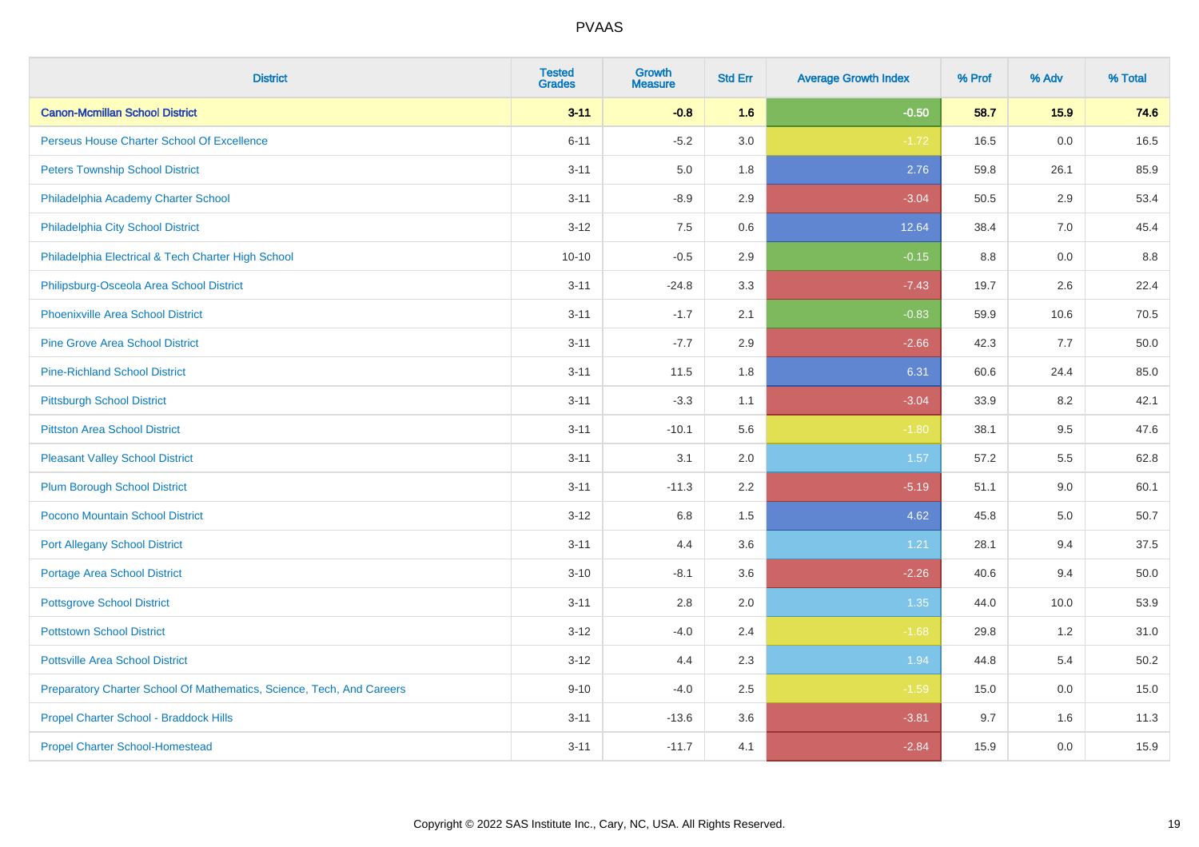| District | Tested Grades | Growth Measure | Std Err | Average Growth Index | % Prof | % Adv | % Total |
|---|---|---|---|---|---|---|---|
| **Canon-Mcmillan School District** | **3-11** | **-0.8** | **1.6** | **-0.50** | **58.7** | **15.9** | **74.6** |
| Perseus House Charter School Of Excellence | 6-11 | -5.2 | 3.0 | -1.72 | 16.5 | 0.0 | 16.5 |
| Peters Township School District | 3-11 | 5.0 | 1.8 | 2.76 | 59.8 | 26.1 | 85.9 |
| Philadelphia Academy Charter School | 3-11 | -8.9 | 2.9 | -3.04 | 50.5 | 2.9 | 53.4 |
| Philadelphia City School District | 3-12 | 7.5 | 0.6 | 12.64 | 38.4 | 7.0 | 45.4 |
| Philadelphia Electrical & Tech Charter High School | 10-10 | -0.5 | 2.9 | -0.15 | 8.8 | 0.0 | 8.8 |
| Philipsburg-Osceola Area School District | 3-11 | -24.8 | 3.3 | -7.43 | 19.7 | 2.6 | 22.4 |
| Phoenixville Area School District | 3-11 | -1.7 | 2.1 | -0.83 | 59.9 | 10.6 | 70.5 |
| Pine Grove Area School District | 3-11 | -7.7 | 2.9 | -2.66 | 42.3 | 7.7 | 50.0 |
| Pine-Richland School District | 3-11 | 11.5 | 1.8 | 6.31 | 60.6 | 24.4 | 85.0 |
| Pittsburgh School District | 3-11 | -3.3 | 1.1 | -3.04 | 33.9 | 8.2 | 42.1 |
| Pittston Area School District | 3-11 | -10.1 | 5.6 | -1.80 | 38.1 | 9.5 | 47.6 |
| Pleasant Valley School District | 3-11 | 3.1 | 2.0 | 1.57 | 57.2 | 5.5 | 62.8 |
| Plum Borough School District | 3-11 | -11.3 | 2.2 | -5.19 | 51.1 | 9.0 | 60.1 |
| Pocono Mountain School District | 3-12 | 6.8 | 1.5 | 4.62 | 45.8 | 5.0 | 50.7 |
| Port Allegany School District | 3-11 | 4.4 | 3.6 | 1.21 | 28.1 | 9.4 | 37.5 |
| Portage Area School District | 3-10 | -8.1 | 3.6 | -2.26 | 40.6 | 9.4 | 50.0 |
| Pottsgrove School District | 3-11 | 2.8 | 2.0 | 1.35 | 44.0 | 10.0 | 53.9 |
| Pottstown School District | 3-12 | -4.0 | 2.4 | -1.68 | 29.8 | 1.2 | 31.0 |
| Pottsville Area School District | 3-12 | 4.4 | 2.3 | 1.94 | 44.8 | 5.4 | 50.2 |
| Preparatory Charter School Of Mathematics, Science, Tech, And Careers | 9-10 | -4.0 | 2.5 | -1.59 | 15.0 | 0.0 | 15.0 |
| Propel Charter School - Braddock Hills | 3-11 | -13.6 | 3.6 | -3.81 | 9.7 | 1.6 | 11.3 |
| Propel Charter School-Homestead | 3-11 | -11.7 | 4.1 | -2.84 | 15.9 | 0.0 | 15.9 |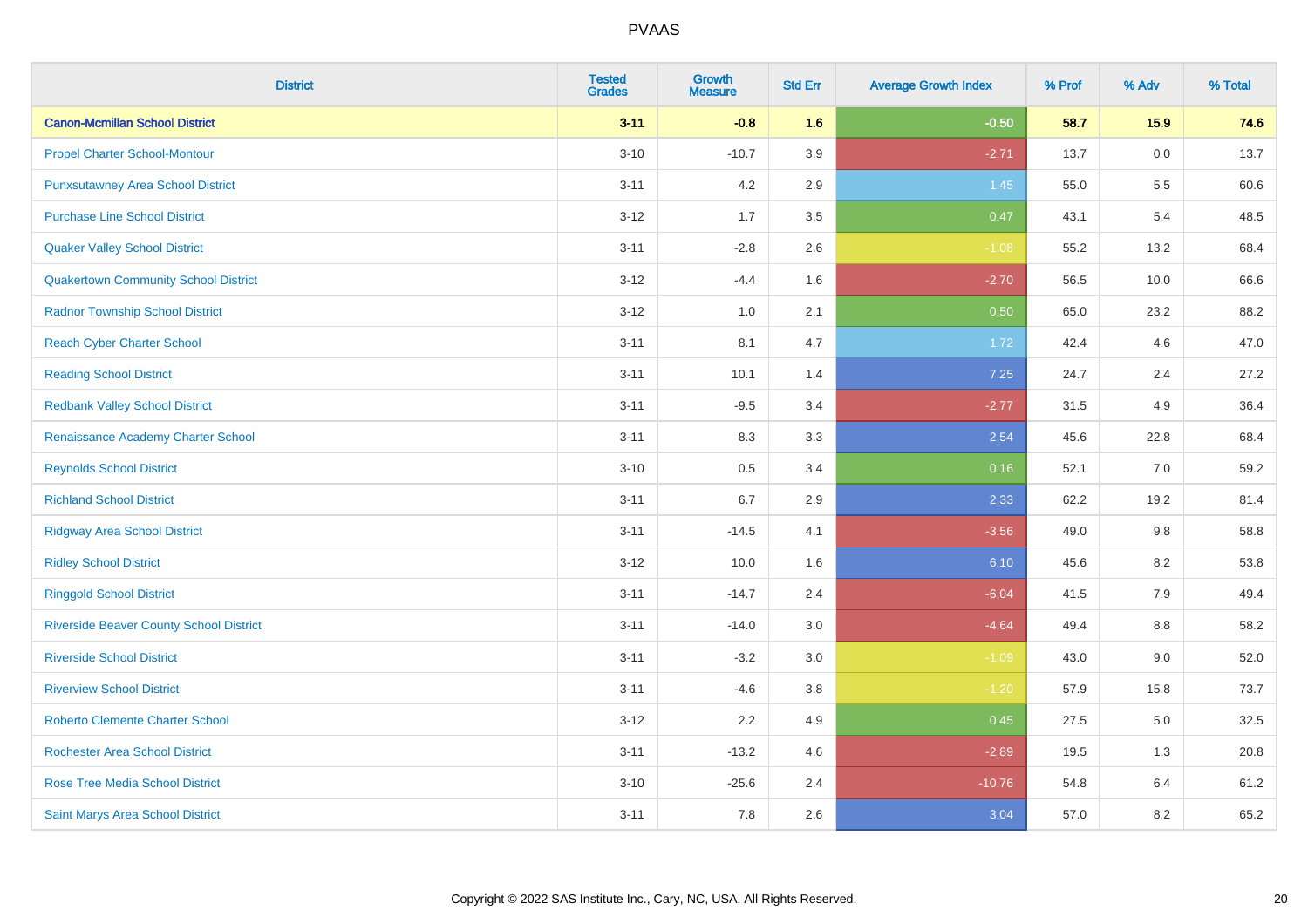# PVAAS

| District | Tested Grades | Growth Measure | Std Err | Average Growth Index | % Prof | % Adv | % Total |
|---|---|---|---|---|---|---|---|
| **Canon-Mcmillan School District** | **3-11** | **-0.8** | **1.6** | **-0.50** | **58.7** | **15.9** | **74.6** |
| Propel Charter School-Montour | 3-10 | -10.7 | 3.9 | -2.71 | 13.7 | 0.0 | 13.7 |
| Punxsutawney Area School District | 3-11 | 4.2 | 2.9 | 1.45 | 55.0 | 5.5 | 60.6 |
| Purchase Line School District | 3-12 | 1.7 | 3.5 | 0.47 | 43.1 | 5.4 | 48.5 |
| Quaker Valley School District | 3-11 | -2.8 | 2.6 | -1.08 | 55.2 | 13.2 | 68.4 |
| Quakertown Community School District | 3-12 | -4.4 | 1.6 | -2.70 | 56.5 | 10.0 | 66.6 |
| Radnor Township School District | 3-12 | 1.0 | 2.1 | 0.50 | 65.0 | 23.2 | 88.2 |
| Reach Cyber Charter School | 3-11 | 8.1 | 4.7 | 1.72 | 42.4 | 4.6 | 47.0 |
| Reading School District | 3-11 | 10.1 | 1.4 | 7.25 | 24.7 | 2.4 | 27.2 |
| Redbank Valley School District | 3-11 | -9.5 | 3.4 | -2.77 | 31.5 | 4.9 | 36.4 |
| Renaissance Academy Charter School | 3-11 | 8.3 | 3.3 | 2.54 | 45.6 | 22.8 | 68.4 |
| Reynolds School District | 3-10 | 0.5 | 3.4 | 0.16 | 52.1 | 7.0 | 59.2 |
| Richland School District | 3-11 | 6.7 | 2.9 | 2.33 | 62.2 | 19.2 | 81.4 |
| Ridgway Area School District | 3-11 | -14.5 | 4.1 | -3.56 | 49.0 | 9.8 | 58.8 |
| Ridley School District | 3-12 | 10.0 | 1.6 | 6.10 | 45.6 | 8.2 | 53.8 |
| Ringgold School District | 3-11 | -14.7 | 2.4 | -6.04 | 41.5 | 7.9 | 49.4 |
| Riverside Beaver County School District | 3-11 | -14.0 | 3.0 | -4.64 | 49.4 | 8.8 | 58.2 |
| Riverside School District | 3-11 | -3.2 | 3.0 | -1.09 | 43.0 | 9.0 | 52.0 |
| Riverview School District | 3-11 | -4.6 | 3.8 | -1.20 | 57.9 | 15.8 | 73.7 |
| Roberto Clemente Charter School | 3-12 | 2.2 | 4.9 | 0.45 | 27.5 | 5.0 | 32.5 |
| Rochester Area School District | 3-11 | -13.2 | 4.6 | -2.89 | 19.5 | 1.3 | 20.8 |
| Rose Tree Media School District | 3-10 | -25.6 | 2.4 | -10.76 | 54.8 | 6.4 | 61.2 |
| Saint Marys Area School District | 3-11 | 7.8 | 2.6 | 3.04 | 57.0 | 8.2 | 65.2 |

Copyright © 2022 SAS Institute Inc., Cary, NC, USA. All Rights Reserved.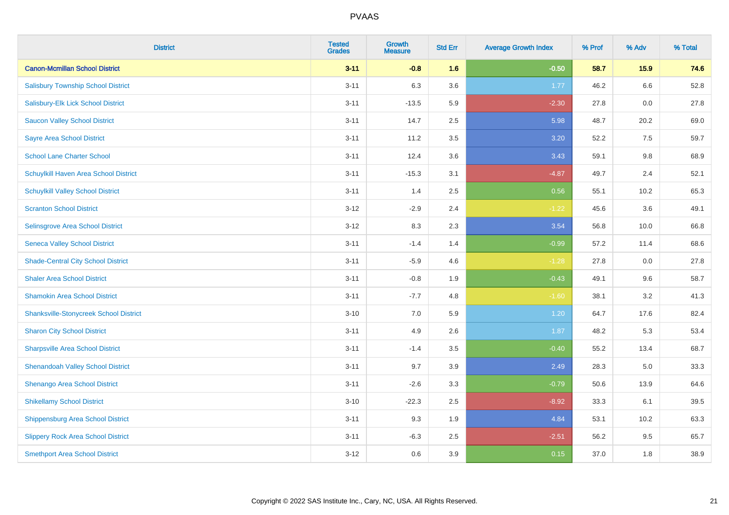| District | Tested Grades | Growth Measure | Std Err | Average Growth Index | % Prof | % Adv | % Total |
|---|---|---|---|---|---|---|---|
| **Canon-Mcmillan School District** | **3-11** | **-0.8** | **1.6** | **-0.50** | **58.7** | **15.9** | **74.6** |
| Salisbury Township School District | 3-11 | 6.3 | 3.6 | 1.77 | 46.2 | 6.6 | 52.8 |
| Salisbury-Elk Lick School District | 3-11 | -13.5 | 5.9 | -2.30 | 27.8 | 0.0 | 27.8 |
| Saucon Valley School District | 3-11 | 14.7 | 2.5 | 5.98 | 48.7 | 20.2 | 69.0 |
| Sayre Area School District | 3-11 | 11.2 | 3.5 | 3.20 | 52.2 | 7.5 | 59.7 |
| School Lane Charter School | 3-11 | 12.4 | 3.6 | 3.43 | 59.1 | 9.8 | 68.9 |
| Schuylkill Haven Area School District | 3-11 | -15.3 | 3.1 | -4.87 | 49.7 | 2.4 | 52.1 |
| Schuylkill Valley School District | 3-11 | 1.4 | 2.5 | 0.56 | 55.1 | 10.2 | 65.3 |
| Scranton School District | 3-12 | -2.9 | 2.4 | -1.22 | 45.6 | 3.6 | 49.1 |
| Selinsgrove Area School District | 3-12 | 8.3 | 2.3 | 3.54 | 56.8 | 10.0 | 66.8 |
| Seneca Valley School District | 3-11 | -1.4 | 1.4 | -0.99 | 57.2 | 11.4 | 68.6 |
| Shade-Central City School District | 3-11 | -5.9 | 4.6 | -1.28 | 27.8 | 0.0 | 27.8 |
| Shaler Area School District | 3-11 | -0.8 | 1.9 | -0.43 | 49.1 | 9.6 | 58.7 |
| Shamokin Area School District | 3-11 | -7.7 | 4.8 | -1.60 | 38.1 | 3.2 | 41.3 |
| Shanksville-Stonycreek School District | 3-10 | 7.0 | 5.9 | 1.20 | 64.7 | 17.6 | 82.4 |
| Sharon City School District | 3-11 | 4.9 | 2.6 | 1.87 | 48.2 | 5.3 | 53.4 |
| Sharpsville Area School District | 3-11 | -1.4 | 3.5 | -0.40 | 55.2 | 13.4 | 68.7 |
| Shenandoah Valley School District | 3-11 | 9.7 | 3.9 | 2.49 | 28.3 | 5.0 | 33.3 |
| Shenango Area School District | 3-11 | -2.6 | 3.3 | -0.79 | 50.6 | 13.9 | 64.6 |
| Shikellamy School District | 3-10 | -22.3 | 2.5 | -8.92 | 33.3 | 6.1 | 39.5 |
| Shippensburg Area School District | 3-11 | 9.3 | 1.9 | 4.84 | 53.1 | 10.2 | 63.3 |
| Slippery Rock Area School District | 3-11 | -6.3 | 2.5 | -2.51 | 56.2 | 9.5 | 65.7 |
| Smethport Area School District | 3-12 | 0.6 | 3.9 | 0.15 | 37.0 | 1.8 | 38.9 |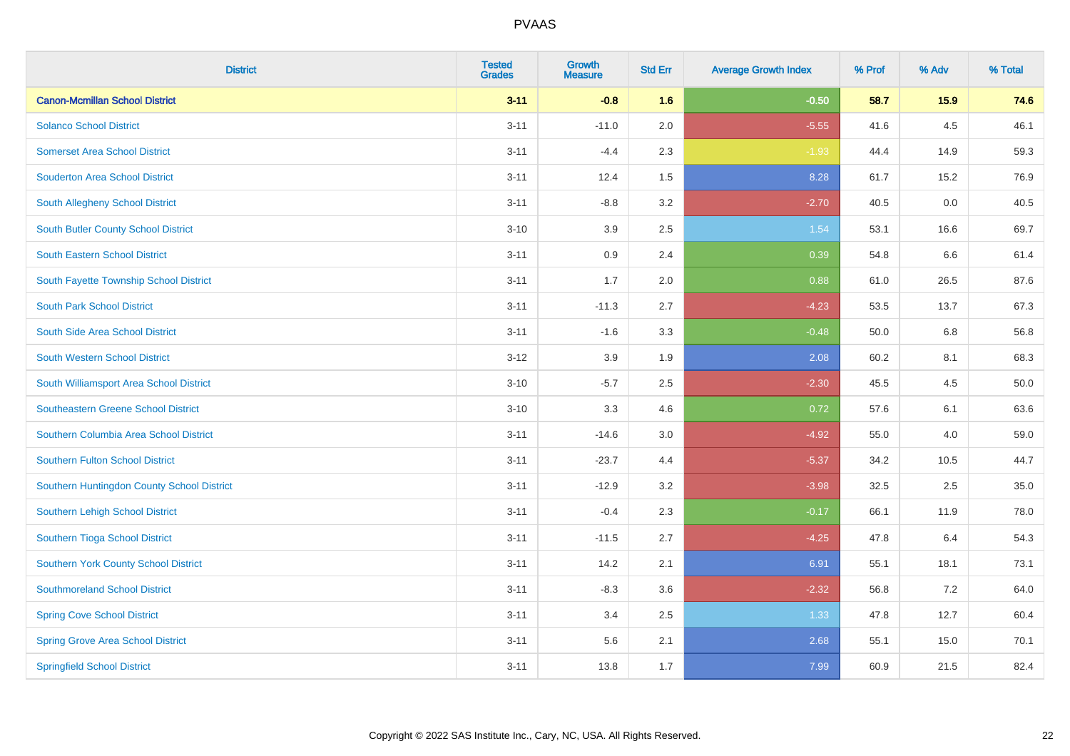# PVAAS

| District | Tested Grades | Growth Measure | Std Err | Average Growth Index | % Prof | % Adv | % Total |
|---|---|---|---|---|---|---|---|
| **Canon-Mcmillan School District** | **3-11** | **-0.8** | **1.6** | **-0.50** | **58.7** | **15.9** | **74.6** |
| Solanco School District | 3-11 | -11.0 | 2.0 | -5.55 | 41.6 | 4.5 | 46.1 |
| Somerset Area School District | 3-11 | -4.4 | 2.3 | -1.93 | 44.4 | 14.9 | 59.3 |
| Souderton Area School District | 3-11 | 12.4 | 1.5 | 8.28 | 61.7 | 15.2 | 76.9 |
| South Allegheny School District | 3-11 | -8.8 | 3.2 | -2.70 | 40.5 | 0.0 | 40.5 |
| South Butler County School District | 3-10 | 3.9 | 2.5 | 1.54 | 53.1 | 16.6 | 69.7 |
| South Eastern School District | 3-11 | 0.9 | 2.4 | 0.39 | 54.8 | 6.6 | 61.4 |
| South Fayette Township School District | 3-11 | 1.7 | 2.0 | 0.88 | 61.0 | 26.5 | 87.6 |
| South Park School District | 3-11 | -11.3 | 2.7 | -4.23 | 53.5 | 13.7 | 67.3 |
| South Side Area School District | 3-11 | -1.6 | 3.3 | -0.48 | 50.0 | 6.8 | 56.8 |
| South Western School District | 3-12 | 3.9 | 1.9 | 2.08 | 60.2 | 8.1 | 68.3 |
| South Williamsport Area School District | 3-10 | -5.7 | 2.5 | -2.30 | 45.5 | 4.5 | 50.0 |
| Southeastern Greene School District | 3-10 | 3.3 | 4.6 | 0.72 | 57.6 | 6.1 | 63.6 |
| Southern Columbia Area School District | 3-11 | -14.6 | 3.0 | -4.92 | 55.0 | 4.0 | 59.0 |
| Southern Fulton School District | 3-11 | -23.7 | 4.4 | -5.37 | 34.2 | 10.5 | 44.7 |
| Southern Huntingdon County School District | 3-11 | -12.9 | 3.2 | -3.98 | 32.5 | 2.5 | 35.0 |
| Southern Lehigh School District | 3-11 | -0.4 | 2.3 | -0.17 | 66.1 | 11.9 | 78.0 |
| Southern Tioga School District | 3-11 | -11.5 | 2.7 | -4.25 | 47.8 | 6.4 | 54.3 |
| Southern York County School District | 3-11 | 14.2 | 2.1 | 6.91 | 55.1 | 18.1 | 73.1 |
| Southmoreland School District | 3-11 | -8.3 | 3.6 | -2.32 | 56.8 | 7.2 | 64.0 |
| Spring Cove School District | 3-11 | 3.4 | 2.5 | 1.33 | 47.8 | 12.7 | 60.4 |
| Spring Grove Area School District | 3-11 | 5.6 | 2.1 | 2.68 | 55.1 | 15.0 | 70.1 |
| Springfield School District | 3-11 | 13.8 | 1.7 | 7.99 | 60.9 | 21.5 | 82.4 |

Copyright © 2022 SAS Institute Inc., Cary, NC, USA. All Rights Reserved.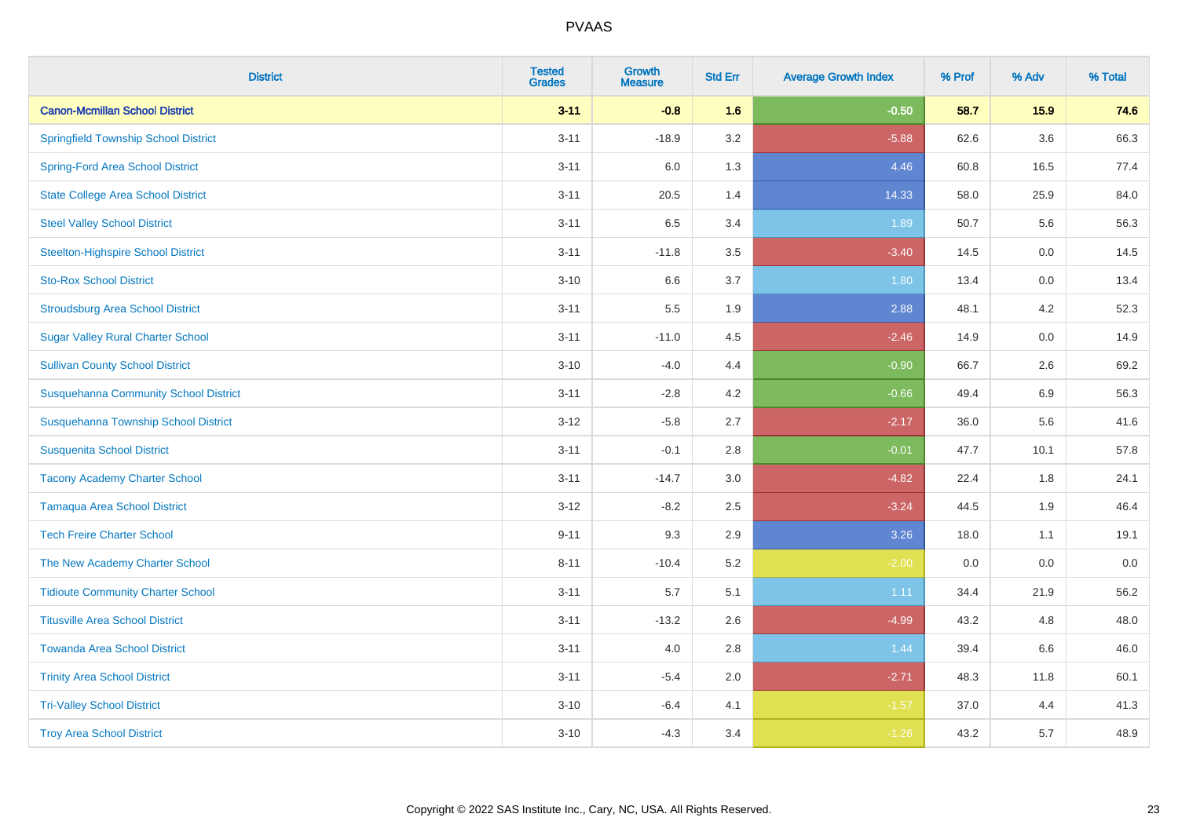| District | Tested Grades | Growth Measure | Std Err | Average Growth Index | % Prof | % Adv | % Total |
|---|---|---|---|---|---|---|---|
| **Canon-Mcmillan School District** | **3-11** | **-0.8** | **1.6** | **-0.50** | **58.7** | **15.9** | **74.6** |
| Springfield Township School District | 3-11 | -18.9 | 3.2 | -5.88 | 62.6 | 3.6 | 66.3 |
| Spring-Ford Area School District | 3-11 | 6.0 | 1.3 | 4.46 | 60.8 | 16.5 | 77.4 |
| State College Area School District | 3-11 | 20.5 | 1.4 | 14.33 | 58.0 | 25.9 | 84.0 |
| Steel Valley School District | 3-11 | 6.5 | 3.4 | 1.89 | 50.7 | 5.6 | 56.3 |
| Steelton-Highspire School District | 3-11 | -11.8 | 3.5 | -3.40 | 14.5 | 0.0 | 14.5 |
| Sto-Rox School District | 3-10 | 6.6 | 3.7 | 1.80 | 13.4 | 0.0 | 13.4 |
| Stroudsburg Area School District | 3-11 | 5.5 | 1.9 | 2.88 | 48.1 | 4.2 | 52.3 |
| Sugar Valley Rural Charter School | 3-11 | -11.0 | 4.5 | -2.46 | 14.9 | 0.0 | 14.9 |
| Sullivan County School District | 3-10 | -4.0 | 4.4 | -0.90 | 66.7 | 2.6 | 69.2 |
| Susquehanna Community School District | 3-11 | -2.8 | 4.2 | -0.66 | 49.4 | 6.9 | 56.3 |
| Susquehanna Township School District | 3-12 | -5.8 | 2.7 | -2.17 | 36.0 | 5.6 | 41.6 |
| Susquenita School District | 3-11 | -0.1 | 2.8 | -0.01 | 47.7 | 10.1 | 57.8 |
| Tacony Academy Charter School | 3-11 | -14.7 | 3.0 | -4.82 | 22.4 | 1.8 | 24.1 |
| Tamaqua Area School District | 3-12 | -8.2 | 2.5 | -3.24 | 44.5 | 1.9 | 46.4 |
| Tech Freire Charter School | 9-11 | 9.3 | 2.9 | 3.26 | 18.0 | 1.1 | 19.1 |
| The New Academy Charter School | 8-11 | -10.4 | 5.2 | -2.00 | 0.0 | 0.0 | 0.0 |
| Tidioute Community Charter School | 3-11 | 5.7 | 5.1 | 1.11 | 34.4 | 21.9 | 56.2 |
| Titusville Area School District | 3-11 | -13.2 | 2.6 | -4.99 | 43.2 | 4.8 | 48.0 |
| Towanda Area School District | 3-11 | 4.0 | 2.8 | 1.44 | 39.4 | 6.6 | 46.0 |
| Trinity Area School District | 3-11 | -5.4 | 2.0 | -2.71 | 48.3 | 11.8 | 60.1 |
| Tri-Valley School District | 3-10 | -6.4 | 4.1 | -1.57 | 37.0 | 4.4 | 41.3 |
| Troy Area School District | 3-10 | -4.3 | 3.4 | -1.26 | 43.2 | 5.7 | 48.9 |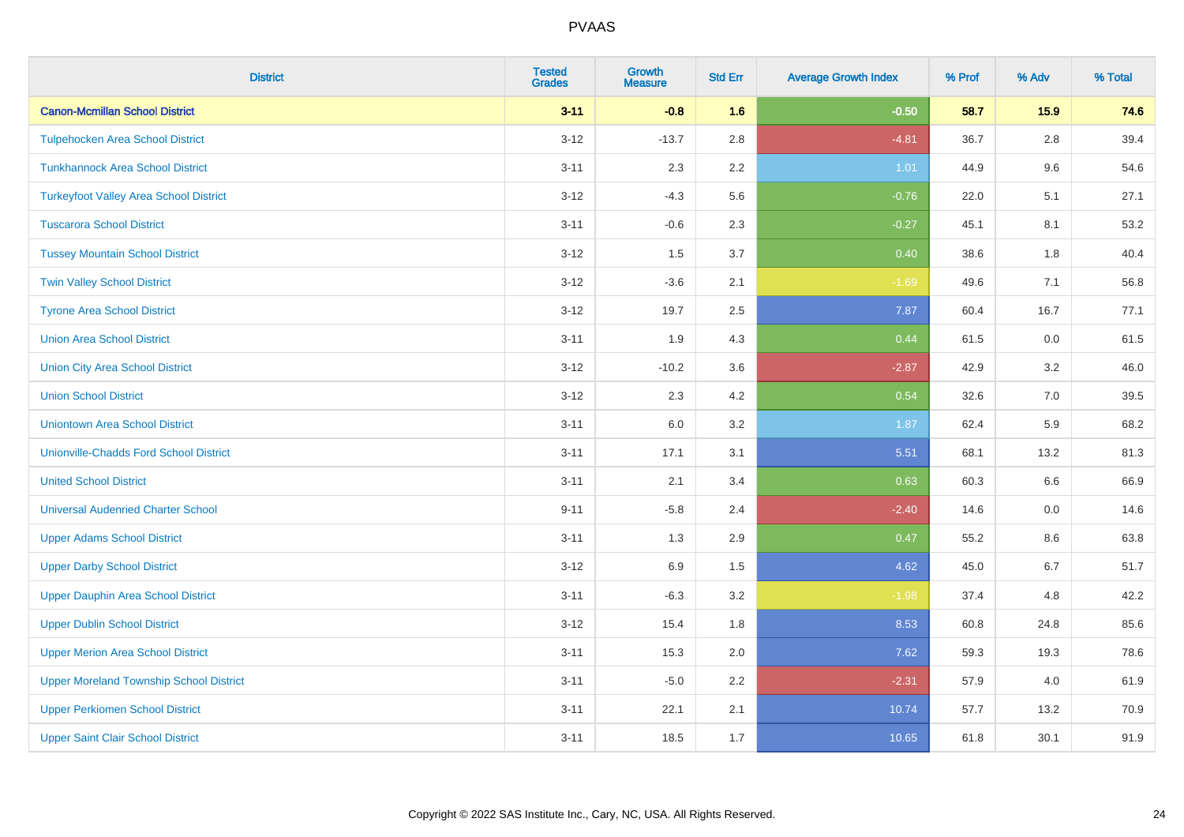PVAAS

| District | Tested Grades | Growth Measure | Std Err | Average Growth Index | % Prof | % Adv | % Total |
|---|---|---|---|---|---|---|---|
| **Canon-Mcmillan School District** | **3-11** | **-0.8** | **1.6** | **-0.50** | **58.7** | **15.9** | **74.6** |
| Tulpehocken Area School District | 3-12 | -13.7 | 2.8 | -4.81 | 36.7 | 2.8 | 39.4 |
| Tunkhannock Area School District | 3-11 | 2.3 | 2.2 | 1.01 | 44.9 | 9.6 | 54.6 |
| Turkeyfoot Valley Area School District | 3-12 | -4.3 | 5.6 | -0.76 | 22.0 | 5.1 | 27.1 |
| Tuscarora School District | 3-11 | -0.6 | 2.3 | -0.27 | 45.1 | 8.1 | 53.2 |
| Tussey Mountain School District | 3-12 | 1.5 | 3.7 | 0.40 | 38.6 | 1.8 | 40.4 |
| Twin Valley School District | 3-12 | -3.6 | 2.1 | -1.69 | 49.6 | 7.1 | 56.8 |
| Tyrone Area School District | 3-12 | 19.7 | 2.5 | 7.87 | 60.4 | 16.7 | 77.1 |
| Union Area School District | 3-11 | 1.9 | 4.3 | 0.44 | 61.5 | 0.0 | 61.5 |
| Union City Area School District | 3-12 | -10.2 | 3.6 | -2.87 | 42.9 | 3.2 | 46.0 |
| Union School District | 3-12 | 2.3 | 4.2 | 0.54 | 32.6 | 7.0 | 39.5 |
| Uniontown Area School District | 3-11 | 6.0 | 3.2 | 1.87 | 62.4 | 5.9 | 68.2 |
| Unionville-Chadds Ford School District | 3-11 | 17.1 | 3.1 | 5.51 | 68.1 | 13.2 | 81.3 |
| United School District | 3-11 | 2.1 | 3.4 | 0.63 | 60.3 | 6.6 | 66.9 |
| Universal Audenried Charter School | 9-11 | -5.8 | 2.4 | -2.40 | 14.6 | 0.0 | 14.6 |
| Upper Adams School District | 3-11 | 1.3 | 2.9 | 0.47 | 55.2 | 8.6 | 63.8 |
| Upper Darby School District | 3-12 | 6.9 | 1.5 | 4.62 | 45.0 | 6.7 | 51.7 |
| Upper Dauphin Area School District | 3-11 | -6.3 | 3.2 | -1.98 | 37.4 | 4.8 | 42.2 |
| Upper Dublin School District | 3-12 | 15.4 | 1.8 | 8.53 | 60.8 | 24.8 | 85.6 |
| Upper Merion Area School District | 3-11 | 15.3 | 2.0 | 7.62 | 59.3 | 19.3 | 78.6 |
| Upper Moreland Township School District | 3-11 | -5.0 | 2.2 | -2.31 | 57.9 | 4.0 | 61.9 |
| Upper Perkiomen School District | 3-11 | 22.1 | 2.1 | 10.74 | 57.7 | 13.2 | 70.9 |
| Upper Saint Clair School District | 3-11 | 18.5 | 1.7 | 10.65 | 61.8 | 30.1 | 91.9 |

Copyright © 2022 SAS Institute Inc., Cary, NC, USA. All Rights Reserved.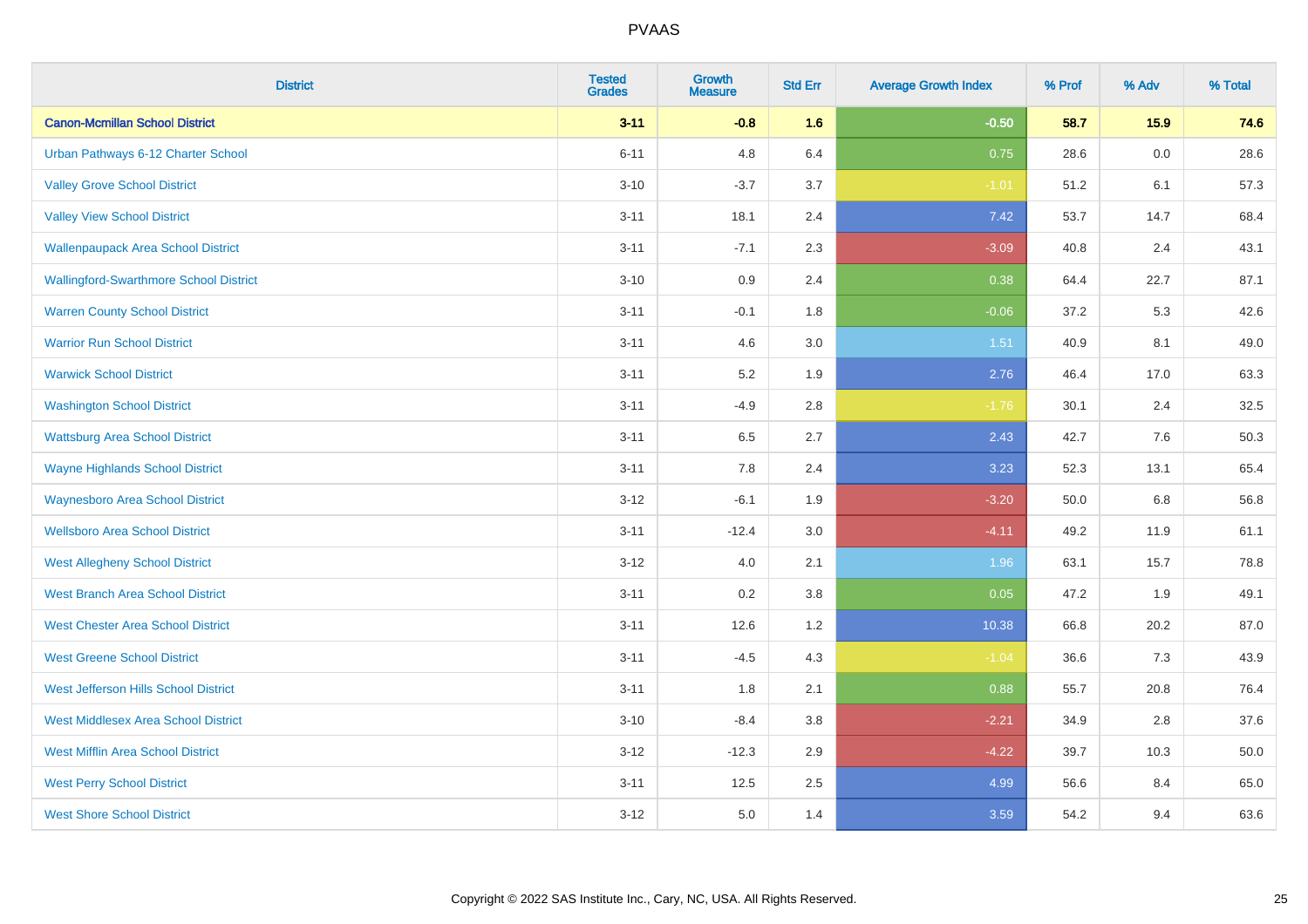# PVAAS

| District | Tested Grades | Growth Measure | Std Err | Average Growth Index | % Prof | % Adv | % Total |
|---|---|---|---|---|---|---|---|
| **Canon-Mcmillan School District** | **3-11** | **-0.8** | **1.6** | **-0.50** | **58.7** | **15.9** | **74.6** |
| Urban Pathways 6-12 Charter School | 6-11 | 4.8 | 6.4 | 0.75 | 28.6 | 0.0 | 28.6 |
| Valley Grove School District | 3-10 | -3.7 | 3.7 | -1.01 | 51.2 | 6.1 | 57.3 |
| Valley View School District | 3-11 | 18.1 | 2.4 | 7.42 | 53.7 | 14.7 | 68.4 |
| Wallenpaupack Area School District | 3-11 | -7.1 | 2.3 | -3.09 | 40.8 | 2.4 | 43.1 |
| Wallingford-Swarthmore School District | 3-10 | 0.9 | 2.4 | 0.38 | 64.4 | 22.7 | 87.1 |
| Warren County School District | 3-11 | -0.1 | 1.8 | -0.06 | 37.2 | 5.3 | 42.6 |
| Warrior Run School District | 3-11 | 4.6 | 3.0 | 1.51 | 40.9 | 8.1 | 49.0 |
| Warwick School District | 3-11 | 5.2 | 1.9 | 2.76 | 46.4 | 17.0 | 63.3 |
| Washington School District | 3-11 | -4.9 | 2.8 | -1.76 | 30.1 | 2.4 | 32.5 |
| Wattsburg Area School District | 3-11 | 6.5 | 2.7 | 2.43 | 42.7 | 7.6 | 50.3 |
| Wayne Highlands School District | 3-11 | 7.8 | 2.4 | 3.23 | 52.3 | 13.1 | 65.4 |
| Waynesboro Area School District | 3-12 | -6.1 | 1.9 | -3.20 | 50.0 | 6.8 | 56.8 |
| Wellsboro Area School District | 3-11 | -12.4 | 3.0 | -4.11 | 49.2 | 11.9 | 61.1 |
| West Allegheny School District | 3-12 | 4.0 | 2.1 | 1.96 | 63.1 | 15.7 | 78.8 |
| West Branch Area School District | 3-11 | 0.2 | 3.8 | 0.05 | 47.2 | 1.9 | 49.1 |
| West Chester Area School District | 3-11 | 12.6 | 1.2 | 10.38 | 66.8 | 20.2 | 87.0 |
| West Greene School District | 3-11 | -4.5 | 4.3 | -1.04 | 36.6 | 7.3 | 43.9 |
| West Jefferson Hills School District | 3-11 | 1.8 | 2.1 | 0.88 | 55.7 | 20.8 | 76.4 |
| West Middlesex Area School District | 3-10 | -8.4 | 3.8 | -2.21 | 34.9 | 2.8 | 37.6 |
| West Mifflin Area School District | 3-12 | -12.3 | 2.9 | -4.22 | 39.7 | 10.3 | 50.0 |
| West Perry School District | 3-11 | 12.5 | 2.5 | 4.99 | 56.6 | 8.4 | 65.0 |
| West Shore School District | 3-12 | 5.0 | 1.4 | 3.59 | 54.2 | 9.4 | 63.6 |

Copyright © 2022 SAS Institute Inc., Cary, NC, USA. All Rights Reserved.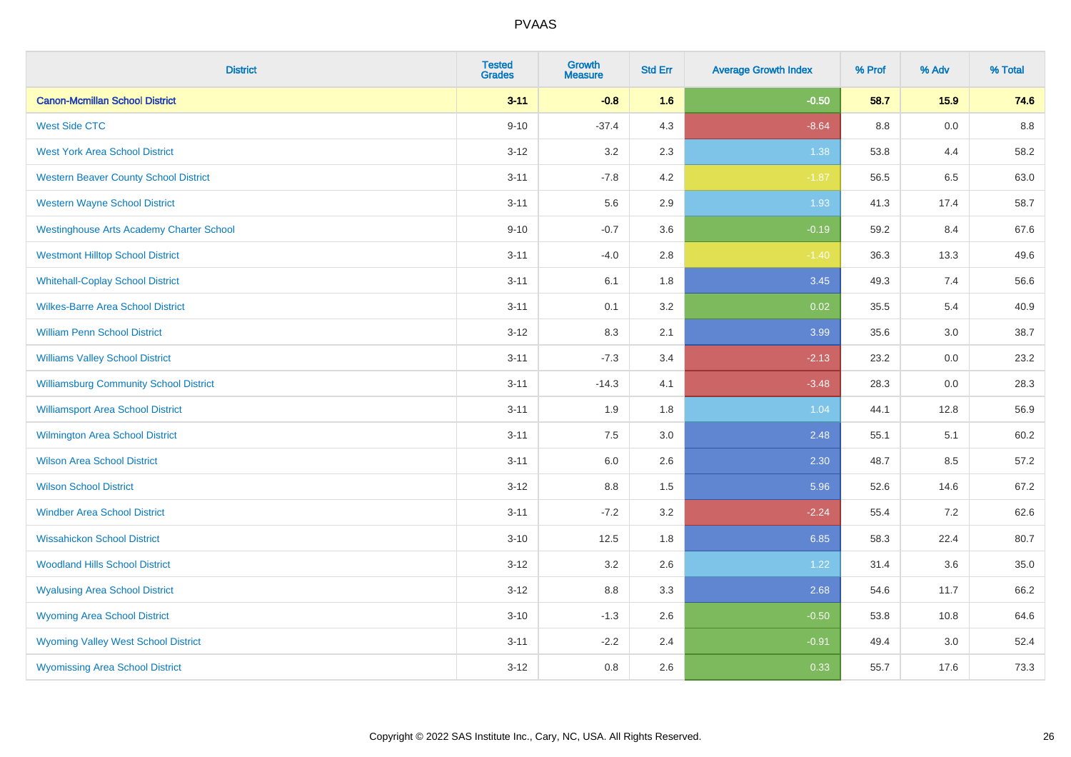# PVAAS

| District | Tested Grades | Growth Measure | Std Err | Average Growth Index | % Prof | % Adv | % Total |
|---|---|---|---|---|---|---|---|
| **Canon-Mcmillan School District** | **3-11** | **-0.8** | **1.6** | **-0.50** | **58.7** | **15.9** | **74.6** |
| West Side CTC | 9-10 | -37.4 | 4.3 | -8.64 | 8.8 | 0.0 | 8.8 |
| West York Area School District | 3-12 | 3.2 | 2.3 | 1.38 | 53.8 | 4.4 | 58.2 |
| Western Beaver County School District | 3-11 | -7.8 | 4.2 | -1.87 | 56.5 | 6.5 | 63.0 |
| Western Wayne School District | 3-11 | 5.6 | 2.9 | 1.93 | 41.3 | 17.4 | 58.7 |
| Westinghouse Arts Academy Charter School | 9-10 | -0.7 | 3.6 | -0.19 | 59.2 | 8.4 | 67.6 |
| Westmont Hilltop School District | 3-11 | -4.0 | 2.8 | -1.40 | 36.3 | 13.3 | 49.6 |
| Whitehall-Coplay School District | 3-11 | 6.1 | 1.8 | 3.45 | 49.3 | 7.4 | 56.6 |
| Wilkes-Barre Area School District | 3-11 | 0.1 | 3.2 | 0.02 | 35.5 | 5.4 | 40.9 |
| William Penn School District | 3-12 | 8.3 | 2.1 | 3.99 | 35.6 | 3.0 | 38.7 |
| Williams Valley School District | 3-11 | -7.3 | 3.4 | -2.13 | 23.2 | 0.0 | 23.2 |
| Williamsburg Community School District | 3-11 | -14.3 | 4.1 | -3.48 | 28.3 | 0.0 | 28.3 |
| Williamsport Area School District | 3-11 | 1.9 | 1.8 | 1.04 | 44.1 | 12.8 | 56.9 |
| Wilmington Area School District | 3-11 | 7.5 | 3.0 | 2.48 | 55.1 | 5.1 | 60.2 |
| Wilson Area School District | 3-11 | 6.0 | 2.6 | 2.30 | 48.7 | 8.5 | 57.2 |
| Wilson School District | 3-12 | 8.8 | 1.5 | 5.96 | 52.6 | 14.6 | 67.2 |
| Windber Area School District | 3-11 | -7.2 | 3.2 | -2.24 | 55.4 | 7.2 | 62.6 |
| Wissahickon School District | 3-10 | 12.5 | 1.8 | 6.85 | 58.3 | 22.4 | 80.7 |
| Woodland Hills School District | 3-12 | 3.2 | 2.6 | 1.22 | 31.4 | 3.6 | 35.0 |
| Wyalusing Area School District | 3-12 | 8.8 | 3.3 | 2.68 | 54.6 | 11.7 | 66.2 |
| Wyoming Area School District | 3-10 | -1.3 | 2.6 | -0.50 | 53.8 | 10.8 | 64.6 |
| Wyoming Valley West School District | 3-11 | -2.2 | 2.4 | -0.91 | 49.4 | 3.0 | 52.4 |
| Wyomissing Area School District | 3-12 | 0.8 | 2.6 | 0.33 | 55.7 | 17.6 | 73.3 |

Copyright © 2022 SAS Institute Inc., Cary, NC, USA. All Rights Reserved.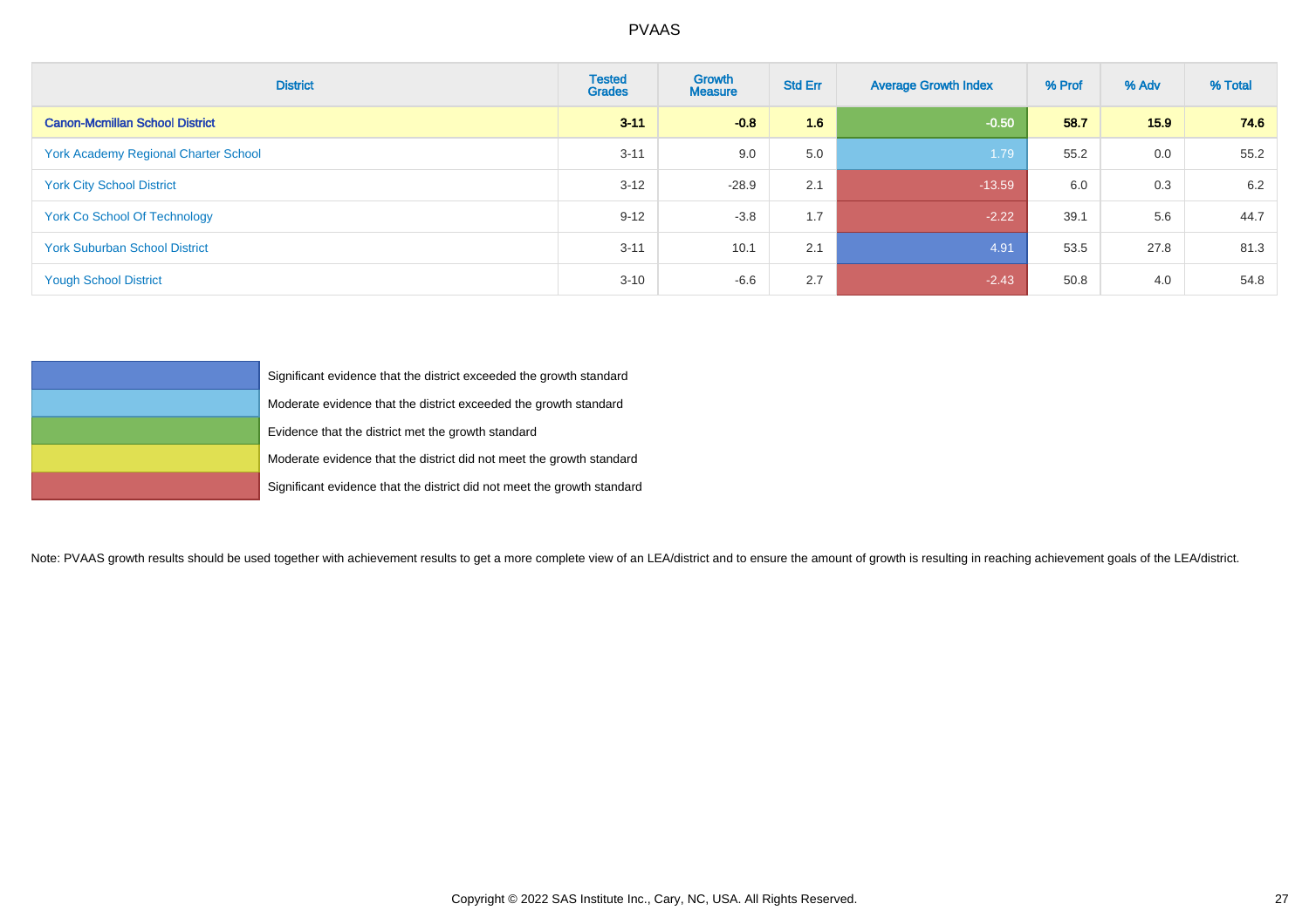# PVAAS

| District | Tested Grades | Growth Measure | Std Err | Average Growth Index | % Prof | % Adv | % Total |
|---|---|---|---|---|---|---|---|
| **Canon-Mcmillan School District** | **3-11** | **-0.8** | **1.6** | **-0.50** | **58.7** | **15.9** | **74.6** |
| York Academy Regional Charter School | 3-11 | 9.0 | 5.0 | 1.79 | 55.2 | 0.0 | 55.2 |
| York City School District | 3-12 | -28.9 | 2.1 | -13.59 | 6.0 | 0.3 | 6.2 |
| York Co School Of Technology | 9-12 | -3.8 | 1.7 | -2.22 | 39.1 | 5.6 | 44.7 |
| York Suburban School District | 3-11 | 10.1 | 2.1 | 4.91 | 53.5 | 27.8 | 81.3 |
| Yough School District | 3-10 | -6.6 | 2.7 | -2.43 | 50.8 | 4.0 | 54.8 |

- Significant evidence that the district exceeded the growth standard
- Moderate evidence that the district exceeded the growth standard
- Evidence that the district met the growth standard
- Moderate evidence that the district did not meet the growth standard
- Significant evidence that the district did not meet the growth standard

Note: PVAAS growth results should be used together with achievement results to get a more complete view of an LEA/district and to ensure the amount of growth is resulting in reaching achievement goals of the LEA/district.

Copyright © 2022 SAS Institute Inc., Cary, NC, USA. All Rights Reserved.